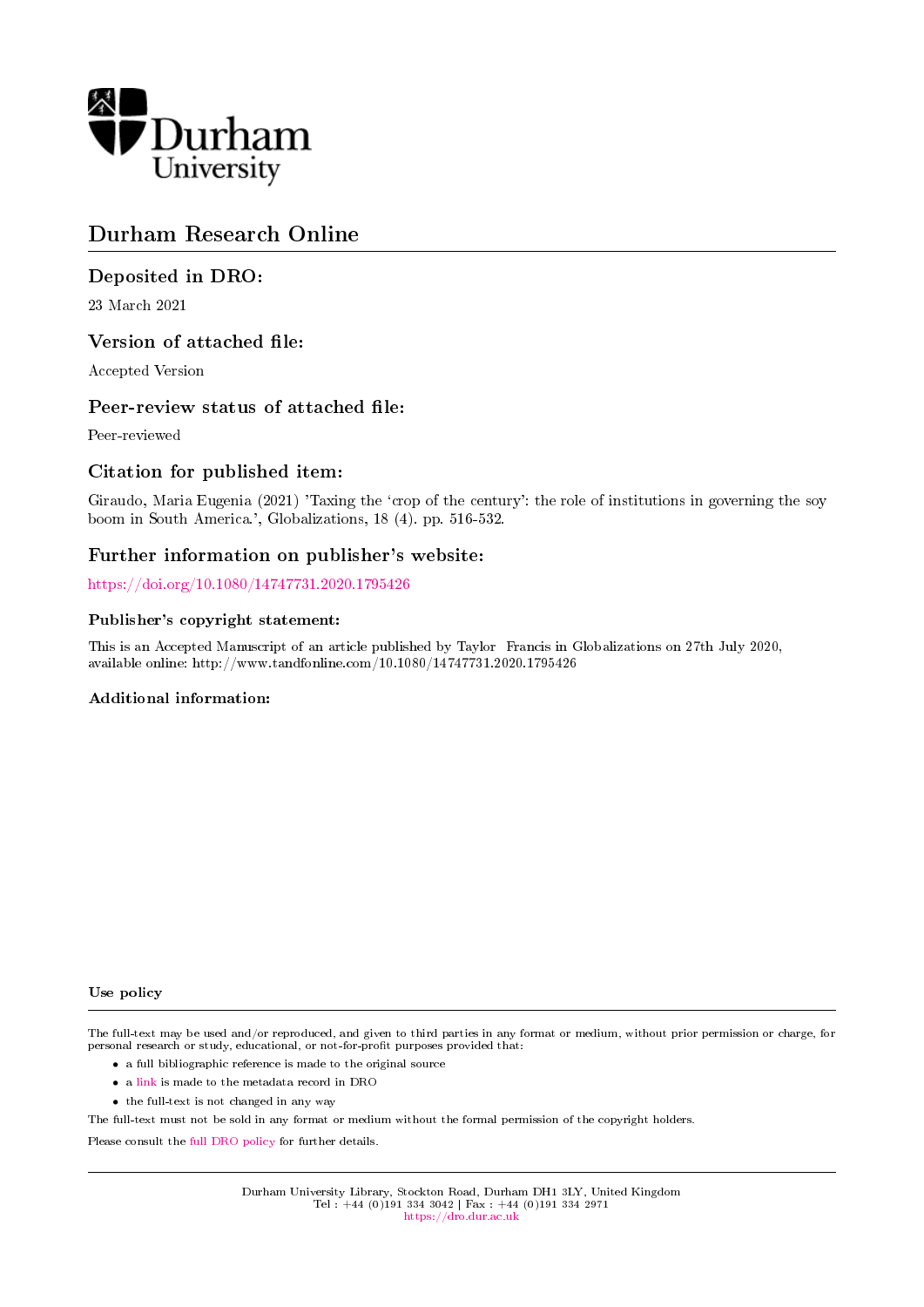# Durham Research Online

## Deposited in DRO:

23 March 2021

## Version of attached file:

Accepted Version

## Peer-review status of attached file:

Peer-reviewed

## Citation for published item:

Giraudo, Maria Eugenia (2021) 'Taxing the 'crop of the century': the role of institutions in governing the soy boom in South America.', Globalizations, 18 (4). pp. 516-532.

## Further information on publisher's website:

https://doi.org/10.1080/14747731.2020.1795426

### Publisher's copyright statement:

This is an Accepted Manuscript of an article published by Taylor Francis in Globalizations on 27th July 2020, available online: http://www.tandfonline.com/10.1080/14747731.2020.1795426

### Additional information:

#### Use policy

The full-text may be used and/or reproduced, and given to third parties in any format or medium, without prior permission or charge, for personal research or study, educational, or not-for-profit purposes provided that:

- a full bibliographic reference is made to the original source
- a link is made to the metadata record in DRO
- the full-text is not changed in any way

The full-text must not be sold in any format or medium without the formal permission of the copyright holders.

Please consult the full DRO policy for further details.

Durham University Library, Stockton Road, Durham DH1 3LY, United Kingdom
Tel : +44 (0)191 334 3042 | Fax : +44 (0)191 334 2971
https://dro.dur.ac.uk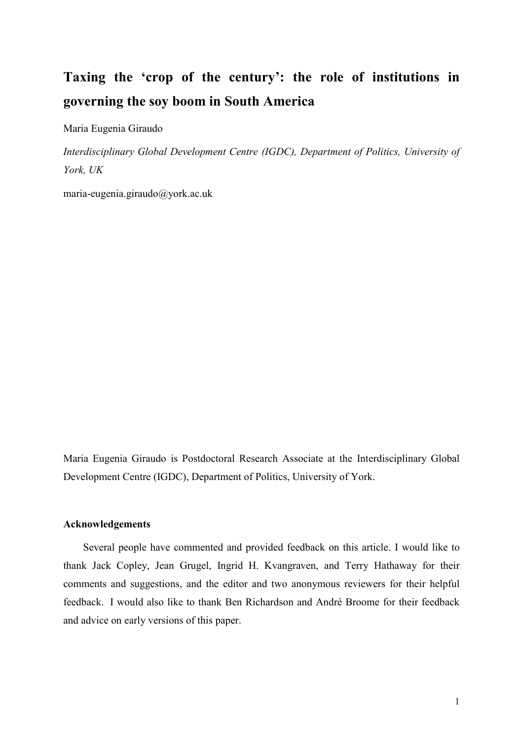# Taxing the 'crop of the century': the role of institutions in governing the soy boom in South America

Maria Eugenia Giraudo

*Interdisciplinary Global Development Centre (IGDC), Department of Politics, University of York, UK*

maria-eugenia.giraudo@york.ac.uk

Maria Eugenia Giraudo is Postdoctoral Research Associate at the Interdisciplinary Global Development Centre (IGDC), Department of Politics, University of York.

**Acknowledgements**

Several people have commented and provided feedback on this article. I would like to thank Jack Copley, Jean Grugel, Ingrid H. Kvangraven, and Terry Hathaway for their comments and suggestions, and the editor and two anonymous reviewers for their helpful feedback. I would also like to thank Ben Richardson and André Broome for their feedback and advice on early versions of this paper.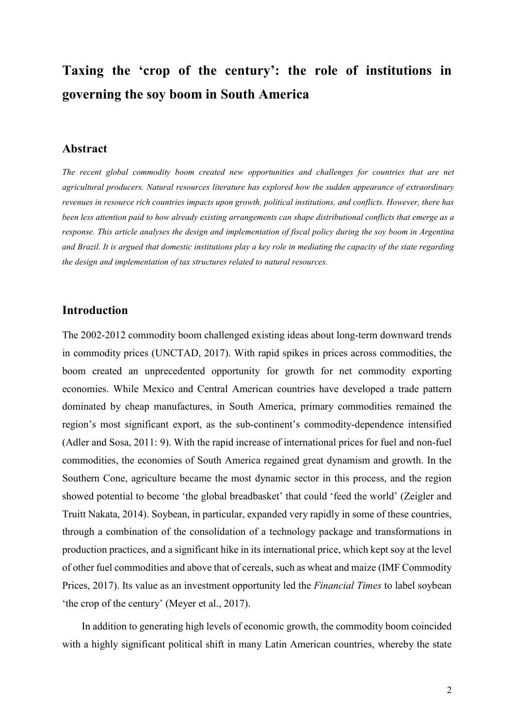# Taxing the 'crop of the century': the role of institutions in governing the soy boom in South America

## Abstract

*The recent global commodity boom created new opportunities and challenges for countries that are net agricultural producers. Natural resources literature has explored how the sudden appearance of extraordinary revenues in resource rich countries impacts upon growth, political institutions, and conflicts. However, there has been less attention paid to how already existing arrangements can shape distributional conflicts that emerge as a response. This article analyses the design and implementation of fiscal policy during the soy boom in Argentina and Brazil. It is argued that domestic institutions play a key role in mediating the capacity of the state regarding the design and implementation of tax structures related to natural resources.*

## Introduction

The 2002-2012 commodity boom challenged existing ideas about long-term downward trends in commodity prices (UNCTAD, 2017). With rapid spikes in prices across commodities, the boom created an unprecedented opportunity for growth for net commodity exporting economies. While Mexico and Central American countries have developed a trade pattern dominated by cheap manufactures, in South America, primary commodities remained the region's most significant export, as the sub-continent's commodity-dependence intensified (Adler and Sosa, 2011: 9). With the rapid increase of international prices for fuel and non-fuel commodities, the economies of South America regained great dynamism and growth. In the Southern Cone, agriculture became the most dynamic sector in this process, and the region showed potential to become 'the global breadbasket' that could 'feed the world' (Zeigler and Truitt Nakata, 2014). Soybean, in particular, expanded very rapidly in some of these countries, through a combination of the consolidation of a technology package and transformations in production practices, and a significant hike in its international price, which kept soy at the level of other fuel commodities and above that of cereals, such as wheat and maize (IMF Commodity Prices, 2017). Its value as an investment opportunity led the *Financial Times* to label soybean 'the crop of the century' (Meyer et al., 2017).

In addition to generating high levels of economic growth, the commodity boom coincided with a highly significant political shift in many Latin American countries, whereby the state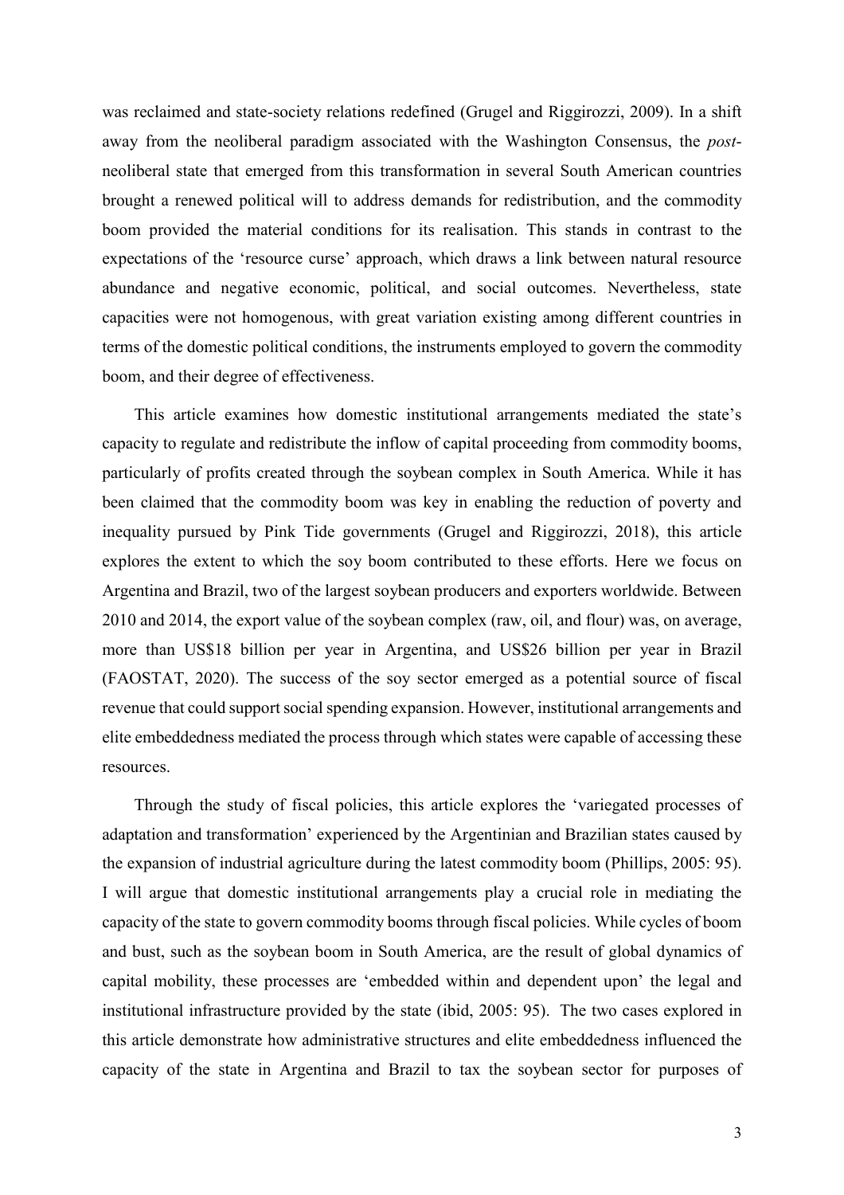was reclaimed and state-society relations redefined (Grugel and Riggirozzi, 2009). In a shift away from the neoliberal paradigm associated with the Washington Consensus, the *post*-neoliberal state that emerged from this transformation in several South American countries brought a renewed political will to address demands for redistribution, and the commodity boom provided the material conditions for its realisation. This stands in contrast to the expectations of the 'resource curse' approach, which draws a link between natural resource abundance and negative economic, political, and social outcomes. Nevertheless, state capacities were not homogenous, with great variation existing among different countries in terms of the domestic political conditions, the instruments employed to govern the commodity boom, and their degree of effectiveness.

This article examines how domestic institutional arrangements mediated the state's capacity to regulate and redistribute the inflow of capital proceeding from commodity booms, particularly of profits created through the soybean complex in South America. While it has been claimed that the commodity boom was key in enabling the reduction of poverty and inequality pursued by Pink Tide governments (Grugel and Riggirozzi, 2018), this article explores the extent to which the soy boom contributed to these efforts. Here we focus on Argentina and Brazil, two of the largest soybean producers and exporters worldwide. Between 2010 and 2014, the export value of the soybean complex (raw, oil, and flour) was, on average, more than US$18 billion per year in Argentina, and US$26 billion per year in Brazil (FAOSTAT, 2020). The success of the soy sector emerged as a potential source of fiscal revenue that could support social spending expansion. However, institutional arrangements and elite embeddedness mediated the process through which states were capable of accessing these resources.

Through the study of fiscal policies, this article explores the 'variegated processes of adaptation and transformation' experienced by the Argentinian and Brazilian states caused by the expansion of industrial agriculture during the latest commodity boom (Phillips, 2005: 95). I will argue that domestic institutional arrangements play a crucial role in mediating the capacity of the state to govern commodity booms through fiscal policies. While cycles of boom and bust, such as the soybean boom in South America, are the result of global dynamics of capital mobility, these processes are 'embedded within and dependent upon' the legal and institutional infrastructure provided by the state (ibid, 2005: 95). The two cases explored in this article demonstrate how administrative structures and elite embeddedness influenced the capacity of the state in Argentina and Brazil to tax the soybean sector for purposes of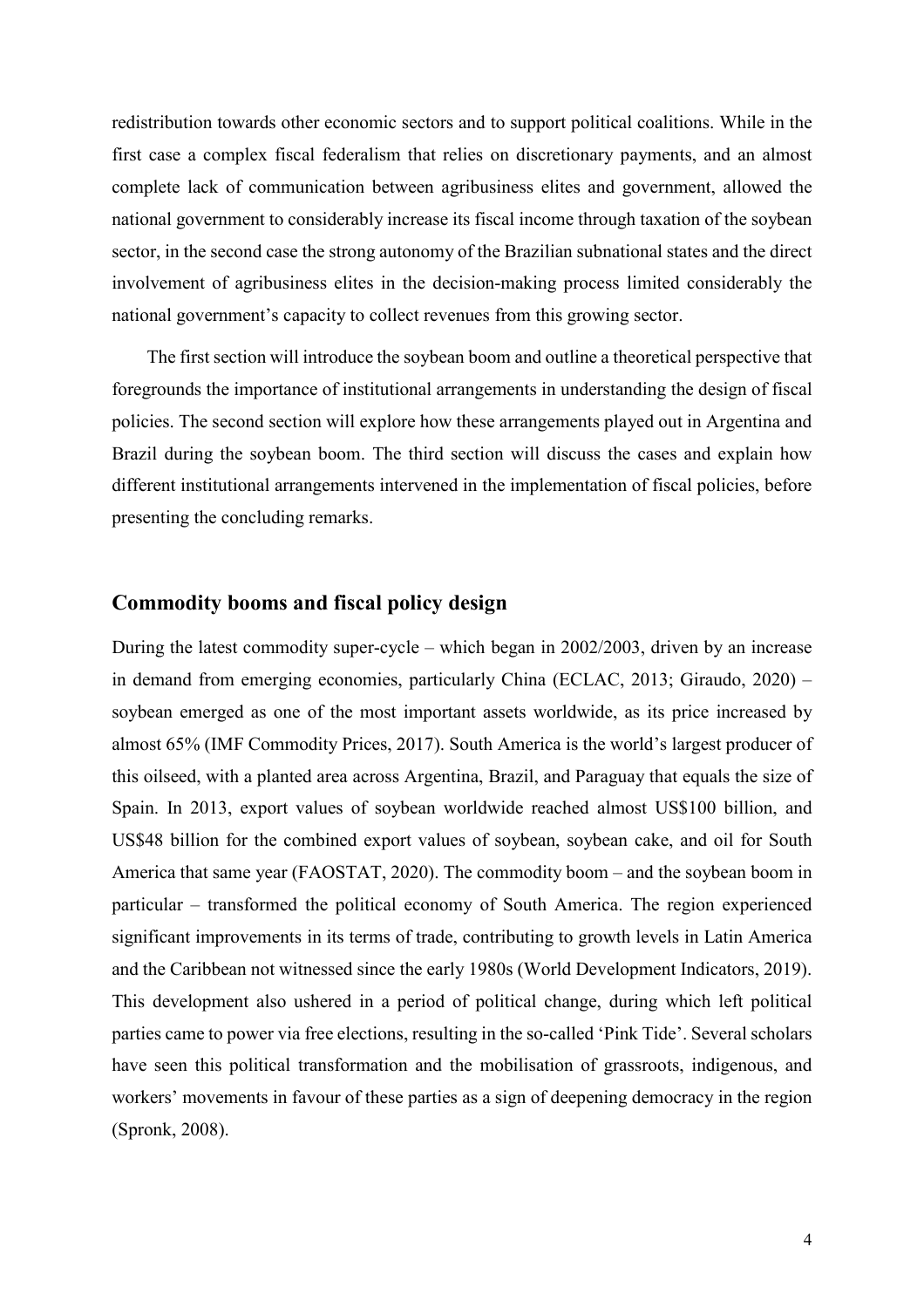redistribution towards other economic sectors and to support political coalitions. While in the first case a complex fiscal federalism that relies on discretionary payments, and an almost complete lack of communication between agribusiness elites and government, allowed the national government to considerably increase its fiscal income through taxation of the soybean sector, in the second case the strong autonomy of the Brazilian subnational states and the direct involvement of agribusiness elites in the decision-making process limited considerably the national government's capacity to collect revenues from this growing sector.

The first section will introduce the soybean boom and outline a theoretical perspective that foregrounds the importance of institutional arrangements in understanding the design of fiscal policies. The second section will explore how these arrangements played out in Argentina and Brazil during the soybean boom. The third section will discuss the cases and explain how different institutional arrangements intervened in the implementation of fiscal policies, before presenting the concluding remarks.

## Commodity booms and fiscal policy design

During the latest commodity super-cycle – which began in 2002/2003, driven by an increase in demand from emerging economies, particularly China (ECLAC, 2013; Giraudo, 2020) – soybean emerged as one of the most important assets worldwide, as its price increased by almost 65% (IMF Commodity Prices, 2017). South America is the world's largest producer of this oilseed, with a planted area across Argentina, Brazil, and Paraguay that equals the size of Spain. In 2013, export values of soybean worldwide reached almost US$100 billion, and US$48 billion for the combined export values of soybean, soybean cake, and oil for South America that same year (FAOSTAT, 2020). The commodity boom – and the soybean boom in particular – transformed the political economy of South America. The region experienced significant improvements in its terms of trade, contributing to growth levels in Latin America and the Caribbean not witnessed since the early 1980s (World Development Indicators, 2019). This development also ushered in a period of political change, during which left political parties came to power via free elections, resulting in the so-called 'Pink Tide'. Several scholars have seen this political transformation and the mobilisation of grassroots, indigenous, and workers' movements in favour of these parties as a sign of deepening democracy in the region (Spronk, 2008).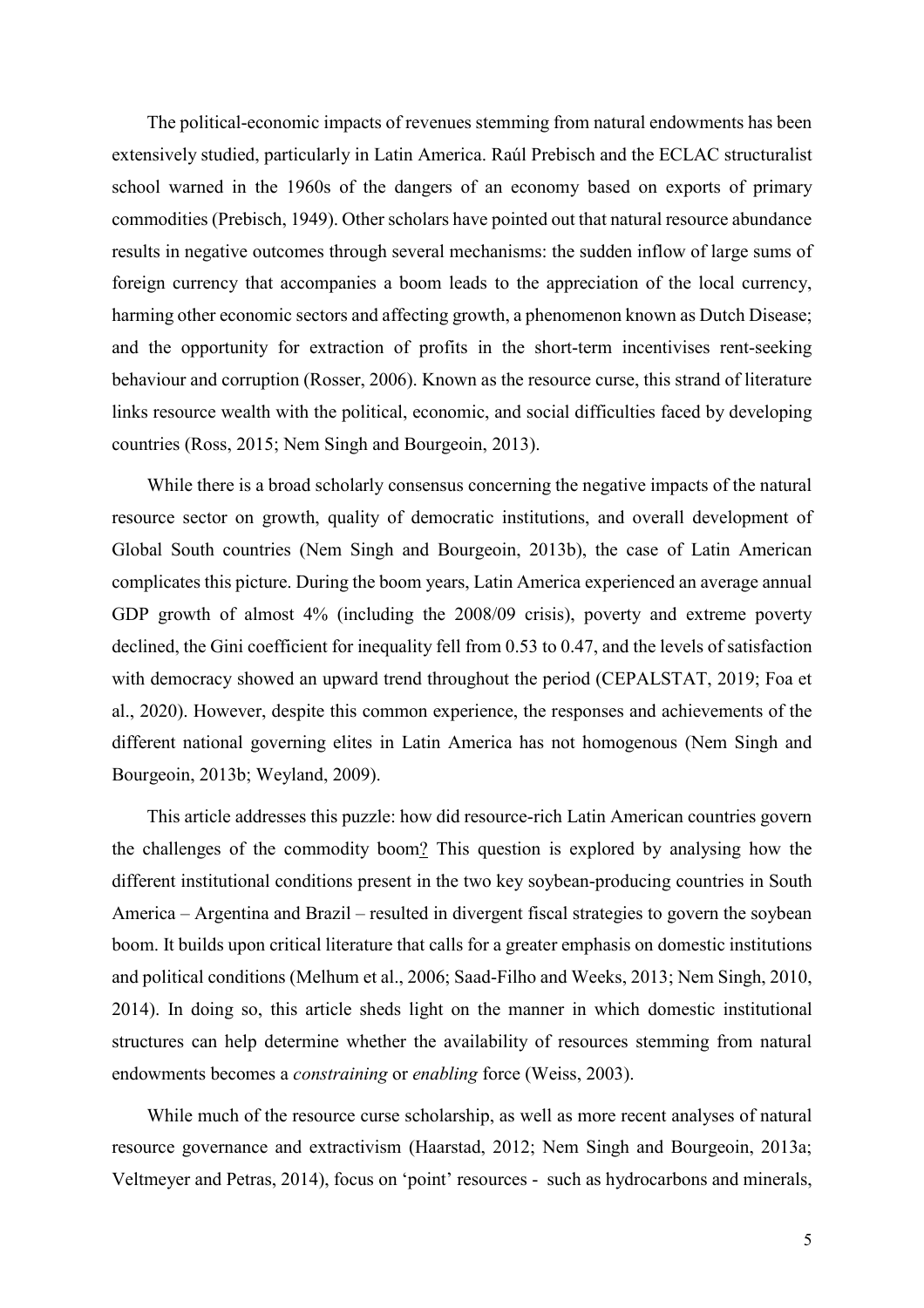The political-economic impacts of revenues stemming from natural endowments has been extensively studied, particularly in Latin America. Raúl Prebisch and the ECLAC structuralist school warned in the 1960s of the dangers of an economy based on exports of primary commodities (Prebisch, 1949). Other scholars have pointed out that natural resource abundance results in negative outcomes through several mechanisms: the sudden inflow of large sums of foreign currency that accompanies a boom leads to the appreciation of the local currency, harming other economic sectors and affecting growth, a phenomenon known as Dutch Disease; and the opportunity for extraction of profits in the short-term incentivises rent-seeking behaviour and corruption (Rosser, 2006). Known as the resource curse, this strand of literature links resource wealth with the political, economic, and social difficulties faced by developing countries (Ross, 2015; Nem Singh and Bourgeoin, 2013).

While there is a broad scholarly consensus concerning the negative impacts of the natural resource sector on growth, quality of democratic institutions, and overall development of Global South countries (Nem Singh and Bourgeoin, 2013b), the case of Latin American complicates this picture. During the boom years, Latin America experienced an average annual GDP growth of almost 4% (including the 2008/09 crisis), poverty and extreme poverty declined, the Gini coefficient for inequality fell from 0.53 to 0.47, and the levels of satisfaction with democracy showed an upward trend throughout the period (CEPALSTAT, 2019; Foa et al., 2020). However, despite this common experience, the responses and achievements of the different national governing elites in Latin America has not homogenous (Nem Singh and Bourgeoin, 2013b; Weyland, 2009).

This article addresses this puzzle: how did resource-rich Latin American countries govern the challenges of the commodity boom? This question is explored by analysing how the different institutional conditions present in the two key soybean-producing countries in South America – Argentina and Brazil – resulted in divergent fiscal strategies to govern the soybean boom. It builds upon critical literature that calls for a greater emphasis on domestic institutions and political conditions (Melhum et al., 2006; Saad-Filho and Weeks, 2013; Nem Singh, 2010, 2014). In doing so, this article sheds light on the manner in which domestic institutional structures can help determine whether the availability of resources stemming from natural endowments becomes a *constraining* or *enabling* force (Weiss, 2003).

While much of the resource curse scholarship, as well as more recent analyses of natural resource governance and extractivism (Haarstad, 2012; Nem Singh and Bourgeoin, 2013a; Veltmeyer and Petras, 2014), focus on 'point' resources - such as hydrocarbons and minerals,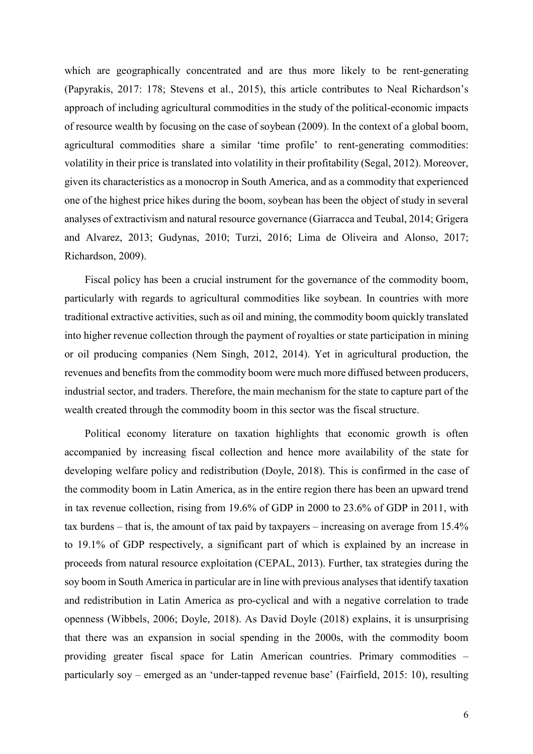which are geographically concentrated and are thus more likely to be rent-generating (Papyrakis, 2017: 178; Stevens et al., 2015), this article contributes to Neal Richardson's approach of including agricultural commodities in the study of the political-economic impacts of resource wealth by focusing on the case of soybean (2009). In the context of a global boom, agricultural commodities share a similar 'time profile' to rent-generating commodities: volatility in their price is translated into volatility in their profitability (Segal, 2012). Moreover, given its characteristics as a monocrop in South America, and as a commodity that experienced one of the highest price hikes during the boom, soybean has been the object of study in several analyses of extractivism and natural resource governance (Giarracca and Teubal, 2014; Grigera and Alvarez, 2013; Gudynas, 2010; Turzi, 2016; Lima de Oliveira and Alonso, 2017; Richardson, 2009).

Fiscal policy has been a crucial instrument for the governance of the commodity boom, particularly with regards to agricultural commodities like soybean. In countries with more traditional extractive activities, such as oil and mining, the commodity boom quickly translated into higher revenue collection through the payment of royalties or state participation in mining or oil producing companies (Nem Singh, 2012, 2014). Yet in agricultural production, the revenues and benefits from the commodity boom were much more diffused between producers, industrial sector, and traders. Therefore, the main mechanism for the state to capture part of the wealth created through the commodity boom in this sector was the fiscal structure.

Political economy literature on taxation highlights that economic growth is often accompanied by increasing fiscal collection and hence more availability of the state for developing welfare policy and redistribution (Doyle, 2018). This is confirmed in the case of the commodity boom in Latin America, as in the entire region there has been an upward trend in tax revenue collection, rising from 19.6% of GDP in 2000 to 23.6% of GDP in 2011, with tax burdens – that is, the amount of tax paid by taxpayers – increasing on average from 15.4% to 19.1% of GDP respectively, a significant part of which is explained by an increase in proceeds from natural resource exploitation (CEPAL, 2013). Further, tax strategies during the soy boom in South America in particular are in line with previous analyses that identify taxation and redistribution in Latin America as pro-cyclical and with a negative correlation to trade openness (Wibbels, 2006; Doyle, 2018). As David Doyle (2018) explains, it is unsurprising that there was an expansion in social spending in the 2000s, with the commodity boom providing greater fiscal space for Latin American countries. Primary commodities – particularly soy – emerged as an 'under-tapped revenue base' (Fairfield, 2015: 10), resulting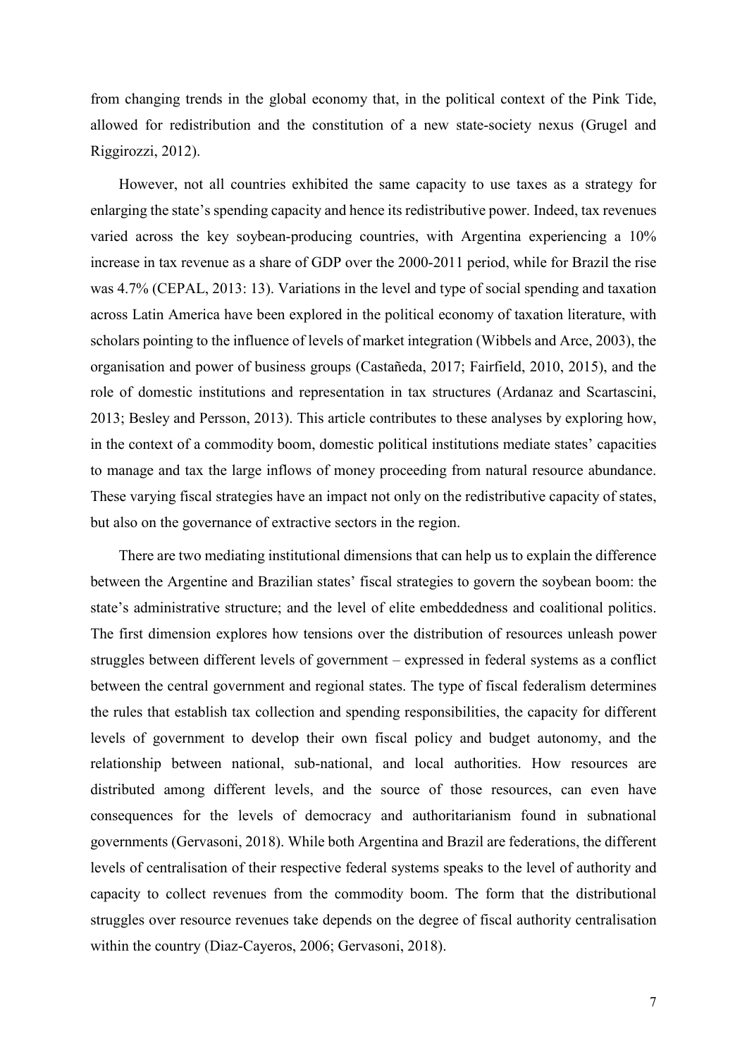from changing trends in the global economy that, in the political context of the Pink Tide, allowed for redistribution and the constitution of a new state-society nexus (Grugel and Riggirozzi, 2012).

However, not all countries exhibited the same capacity to use taxes as a strategy for enlarging the state's spending capacity and hence its redistributive power. Indeed, tax revenues varied across the key soybean-producing countries, with Argentina experiencing a 10% increase in tax revenue as a share of GDP over the 2000-2011 period, while for Brazil the rise was 4.7% (CEPAL, 2013: 13). Variations in the level and type of social spending and taxation across Latin America have been explored in the political economy of taxation literature, with scholars pointing to the influence of levels of market integration (Wibbels and Arce, 2003), the organisation and power of business groups (Castañeda, 2017; Fairfield, 2010, 2015), and the role of domestic institutions and representation in tax structures (Ardanaz and Scartascini, 2013; Besley and Persson, 2013). This article contributes to these analyses by exploring how, in the context of a commodity boom, domestic political institutions mediate states' capacities to manage and tax the large inflows of money proceeding from natural resource abundance. These varying fiscal strategies have an impact not only on the redistributive capacity of states, but also on the governance of extractive sectors in the region.

There are two mediating institutional dimensions that can help us to explain the difference between the Argentine and Brazilian states' fiscal strategies to govern the soybean boom: the state's administrative structure; and the level of elite embeddedness and coalitional politics. The first dimension explores how tensions over the distribution of resources unleash power struggles between different levels of government – expressed in federal systems as a conflict between the central government and regional states. The type of fiscal federalism determines the rules that establish tax collection and spending responsibilities, the capacity for different levels of government to develop their own fiscal policy and budget autonomy, and the relationship between national, sub-national, and local authorities. How resources are distributed among different levels, and the source of those resources, can even have consequences for the levels of democracy and authoritarianism found in subnational governments (Gervasoni, 2018). While both Argentina and Brazil are federations, the different levels of centralisation of their respective federal systems speaks to the level of authority and capacity to collect revenues from the commodity boom. The form that the distributional struggles over resource revenues take depends on the degree of fiscal authority centralisation within the country (Diaz-Cayeros, 2006; Gervasoni, 2018).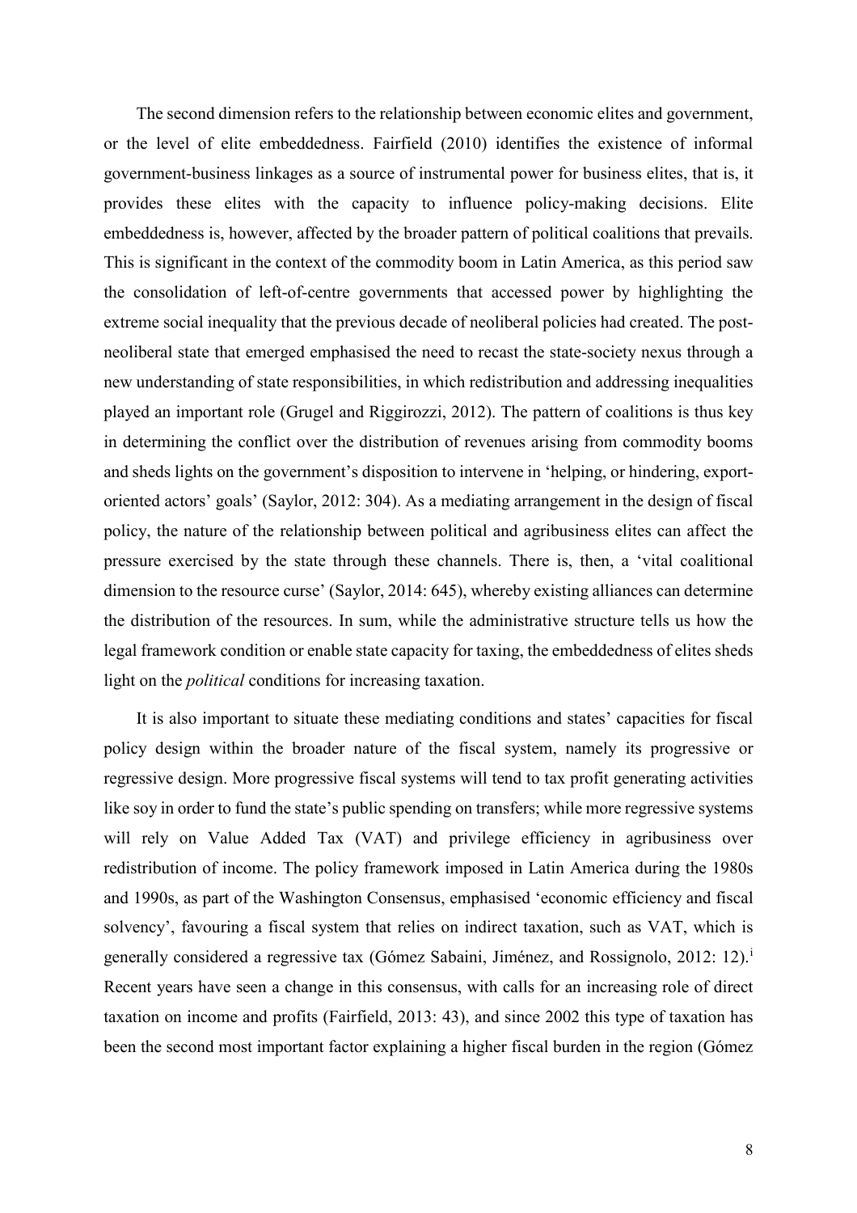The second dimension refers to the relationship between economic elites and government, or the level of elite embeddedness. Fairfield (2010) identifies the existence of informal government-business linkages as a source of instrumental power for business elites, that is, it provides these elites with the capacity to influence policy-making decisions. Elite embeddedness is, however, affected by the broader pattern of political coalitions that prevails. This is significant in the context of the commodity boom in Latin America, as this period saw the consolidation of left-of-centre governments that accessed power by highlighting the extreme social inequality that the previous decade of neoliberal policies had created. The post-neoliberal state that emerged emphasised the need to recast the state-society nexus through a new understanding of state responsibilities, in which redistribution and addressing inequalities played an important role (Grugel and Riggirozzi, 2012). The pattern of coalitions is thus key in determining the conflict over the distribution of revenues arising from commodity booms and sheds lights on the government's disposition to intervene in 'helping, or hindering, export-oriented actors' goals' (Saylor, 2012: 304). As a mediating arrangement in the design of fiscal policy, the nature of the relationship between political and agribusiness elites can affect the pressure exercised by the state through these channels. There is, then, a 'vital coalitional dimension to the resource curse' (Saylor, 2014: 645), whereby existing alliances can determine the distribution of the resources. In sum, while the administrative structure tells us how the legal framework condition or enable state capacity for taxing, the embeddedness of elites sheds light on the *political* conditions for increasing taxation.

It is also important to situate these mediating conditions and states' capacities for fiscal policy design within the broader nature of the fiscal system, namely its progressive or regressive design. More progressive fiscal systems will tend to tax profit generating activities like soy in order to fund the state's public spending on transfers; while more regressive systems will rely on Value Added Tax (VAT) and privilege efficiency in agribusiness over redistribution of income. The policy framework imposed in Latin America during the 1980s and 1990s, as part of the Washington Consensus, emphasised 'economic efficiency and fiscal solvency', favouring a fiscal system that relies on indirect taxation, such as VAT, which is generally considered a regressive tax (Gómez Sabaini, Jiménez, and Rossignolo, 2012: 12).[i] Recent years have seen a change in this consensus, with calls for an increasing role of direct taxation on income and profits (Fairfield, 2013: 43), and since 2002 this type of taxation has been the second most important factor explaining a higher fiscal burden in the region (Gómez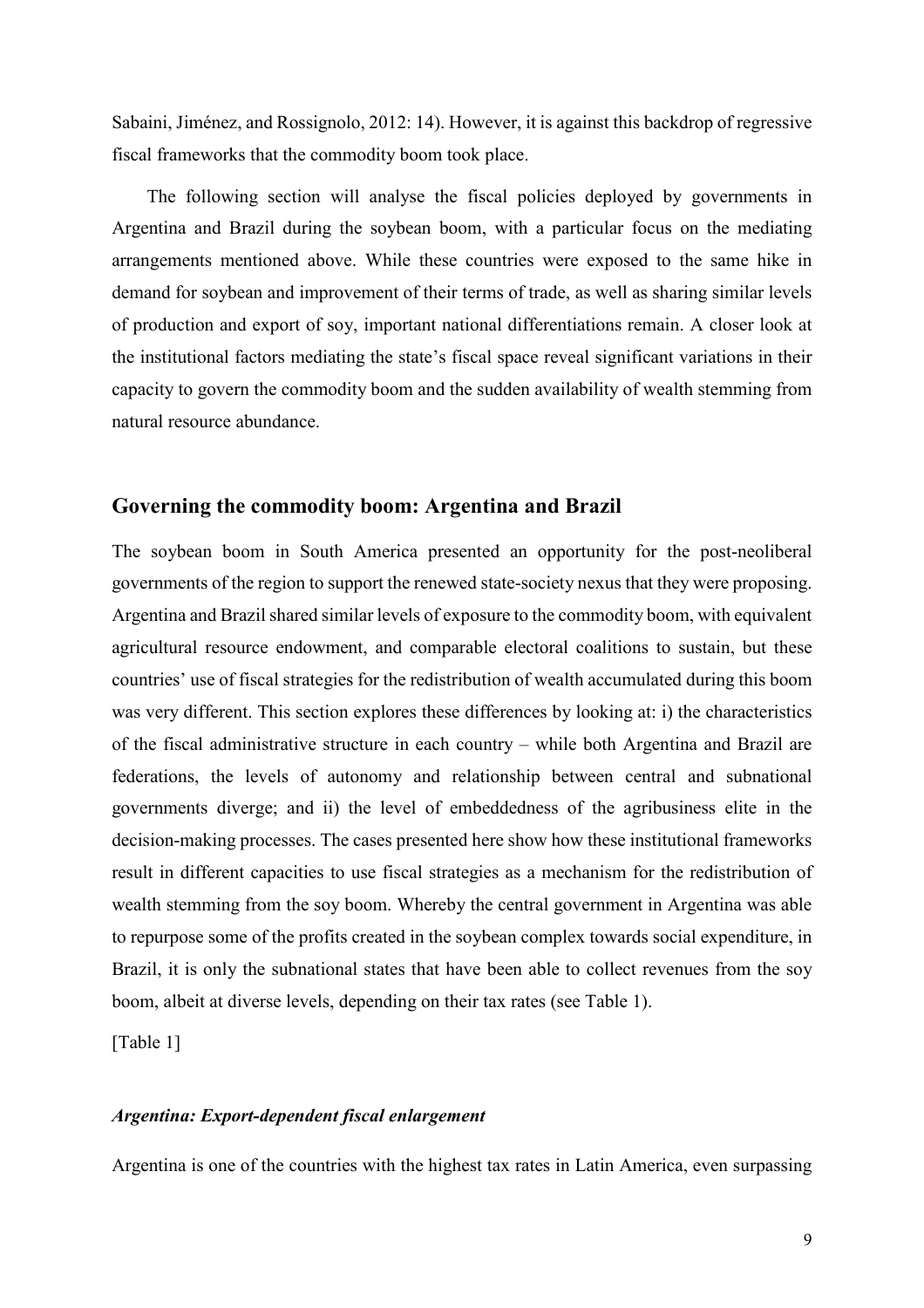Sabaini, Jiménez, and Rossignolo, 2012: 14). However, it is against this backdrop of regressive fiscal frameworks that the commodity boom took place.

The following section will analyse the fiscal policies deployed by governments in Argentina and Brazil during the soybean boom, with a particular focus on the mediating arrangements mentioned above. While these countries were exposed to the same hike in demand for soybean and improvement of their terms of trade, as well as sharing similar levels of production and export of soy, important national differentiations remain. A closer look at the institutional factors mediating the state's fiscal space reveal significant variations in their capacity to govern the commodity boom and the sudden availability of wealth stemming from natural resource abundance.

## Governing the commodity boom: Argentina and Brazil

The soybean boom in South America presented an opportunity for the post-neoliberal governments of the region to support the renewed state-society nexus that they were proposing. Argentina and Brazil shared similar levels of exposure to the commodity boom, with equivalent agricultural resource endowment, and comparable electoral coalitions to sustain, but these countries' use of fiscal strategies for the redistribution of wealth accumulated during this boom was very different. This section explores these differences by looking at: i) the characteristics of the fiscal administrative structure in each country – while both Argentina and Brazil are federations, the levels of autonomy and relationship between central and subnational governments diverge; and ii) the level of embeddedness of the agribusiness elite in the decision-making processes. The cases presented here show how these institutional frameworks result in different capacities to use fiscal strategies as a mechanism for the redistribution of wealth stemming from the soy boom. Whereby the central government in Argentina was able to repurpose some of the profits created in the soybean complex towards social expenditure, in Brazil, it is only the subnational states that have been able to collect revenues from the soy boom, albeit at diverse levels, depending on their tax rates (see Table 1).

[Table 1]

### *Argentina: Export-dependent fiscal enlargement*

Argentina is one of the countries with the highest tax rates in Latin America, even surpassing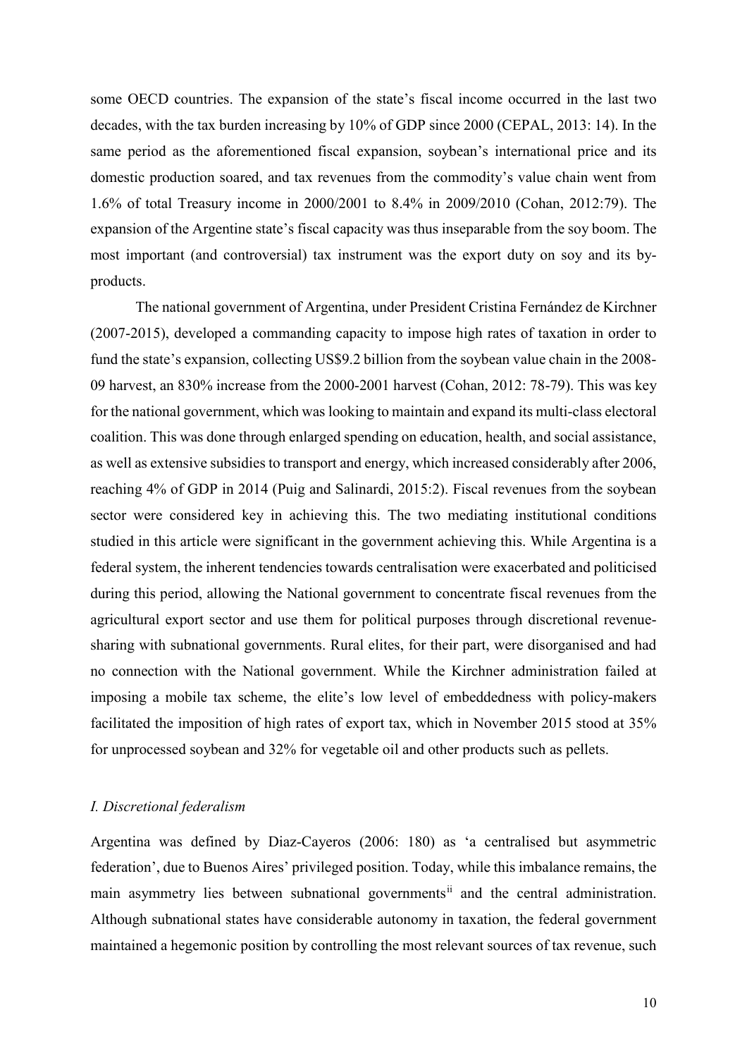some OECD countries. The expansion of the state's fiscal income occurred in the last two decades, with the tax burden increasing by 10% of GDP since 2000 (CEPAL, 2013: 14). In the same period as the aforementioned fiscal expansion, soybean's international price and its domestic production soared, and tax revenues from the commodity's value chain went from 1.6% of total Treasury income in 2000/2001 to 8.4% in 2009/2010 (Cohan, 2012:79). The expansion of the Argentine state's fiscal capacity was thus inseparable from the soy boom. The most important (and controversial) tax instrument was the export duty on soy and its by-products.

The national government of Argentina, under President Cristina Fernández de Kirchner (2007-2015), developed a commanding capacity to impose high rates of taxation in order to fund the state's expansion, collecting US$9.2 billion from the soybean value chain in the 2008-09 harvest, an 830% increase from the 2000-2001 harvest (Cohan, 2012: 78-79). This was key for the national government, which was looking to maintain and expand its multi-class electoral coalition. This was done through enlarged spending on education, health, and social assistance, as well as extensive subsidies to transport and energy, which increased considerably after 2006, reaching 4% of GDP in 2014 (Puig and Salinardi, 2015:2). Fiscal revenues from the soybean sector were considered key in achieving this. The two mediating institutional conditions studied in this article were significant in the government achieving this. While Argentina is a federal system, the inherent tendencies towards centralisation were exacerbated and politicised during this period, allowing the National government to concentrate fiscal revenues from the agricultural export sector and use them for political purposes through discretional revenue-sharing with subnational governments. Rural elites, for their part, were disorganised and had no connection with the National government. While the Kirchner administration failed at imposing a mobile tax scheme, the elite's low level of embeddedness with policy-makers facilitated the imposition of high rates of export tax, which in November 2015 stood at 35% for unprocessed soybean and 32% for vegetable oil and other products such as pellets.

### *I. Discretional federalism*

Argentina was defined by Diaz-Cayeros (2006: 180) as 'a centralised but asymmetric federation', due to Buenos Aires' privileged position. Today, while this imbalance remains, the main asymmetry lies between subnational governments[ii] and the central administration. Although subnational states have considerable autonomy in taxation, the federal government maintained a hegemonic position by controlling the most relevant sources of tax revenue, such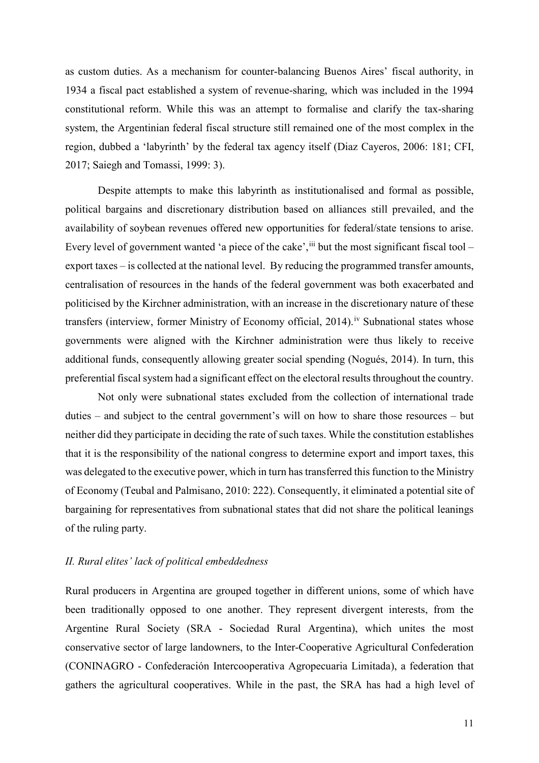as custom duties. As a mechanism for counter-balancing Buenos Aires' fiscal authority, in 1934 a fiscal pact established a system of revenue-sharing, which was included in the 1994 constitutional reform. While this was an attempt to formalise and clarify the tax-sharing system, the Argentinian federal fiscal structure still remained one of the most complex in the region, dubbed a 'labyrinth' by the federal tax agency itself (Diaz Cayeros, 2006: 181; CFI, 2017; Saiegh and Tomassi, 1999: 3).

Despite attempts to make this labyrinth as institutionalised and formal as possible, political bargains and discretionary distribution based on alliances still prevailed, and the availability of soybean revenues offered new opportunities for federal/state tensions to arise. Every level of government wanted 'a piece of the cake',[iii] but the most significant fiscal tool – export taxes – is collected at the national level. By reducing the programmed transfer amounts, centralisation of resources in the hands of the federal government was both exacerbated and politicised by the Kirchner administration, with an increase in the discretionary nature of these transfers (interview, former Ministry of Economy official, 2014).[iv] Subnational states whose governments were aligned with the Kirchner administration were thus likely to receive additional funds, consequently allowing greater social spending (Nogués, 2014). In turn, this preferential fiscal system had a significant effect on the electoral results throughout the country.

Not only were subnational states excluded from the collection of international trade duties – and subject to the central government's will on how to share those resources – but neither did they participate in deciding the rate of such taxes. While the constitution establishes that it is the responsibility of the national congress to determine export and import taxes, this was delegated to the executive power, which in turn has transferred this function to the Ministry of Economy (Teubal and Palmisano, 2010: 222). Consequently, it eliminated a potential site of bargaining for representatives from subnational states that did not share the political leanings of the ruling party.

### *II. Rural elites' lack of political embeddedness*

Rural producers in Argentina are grouped together in different unions, some of which have been traditionally opposed to one another. They represent divergent interests, from the Argentine Rural Society (SRA - Sociedad Rural Argentina), which unites the most conservative sector of large landowners, to the Inter-Cooperative Agricultural Confederation (CONINAGRO - Confederación Intercooperativa Agropecuaria Limitada), a federation that gathers the agricultural cooperatives. While in the past, the SRA has had a high level of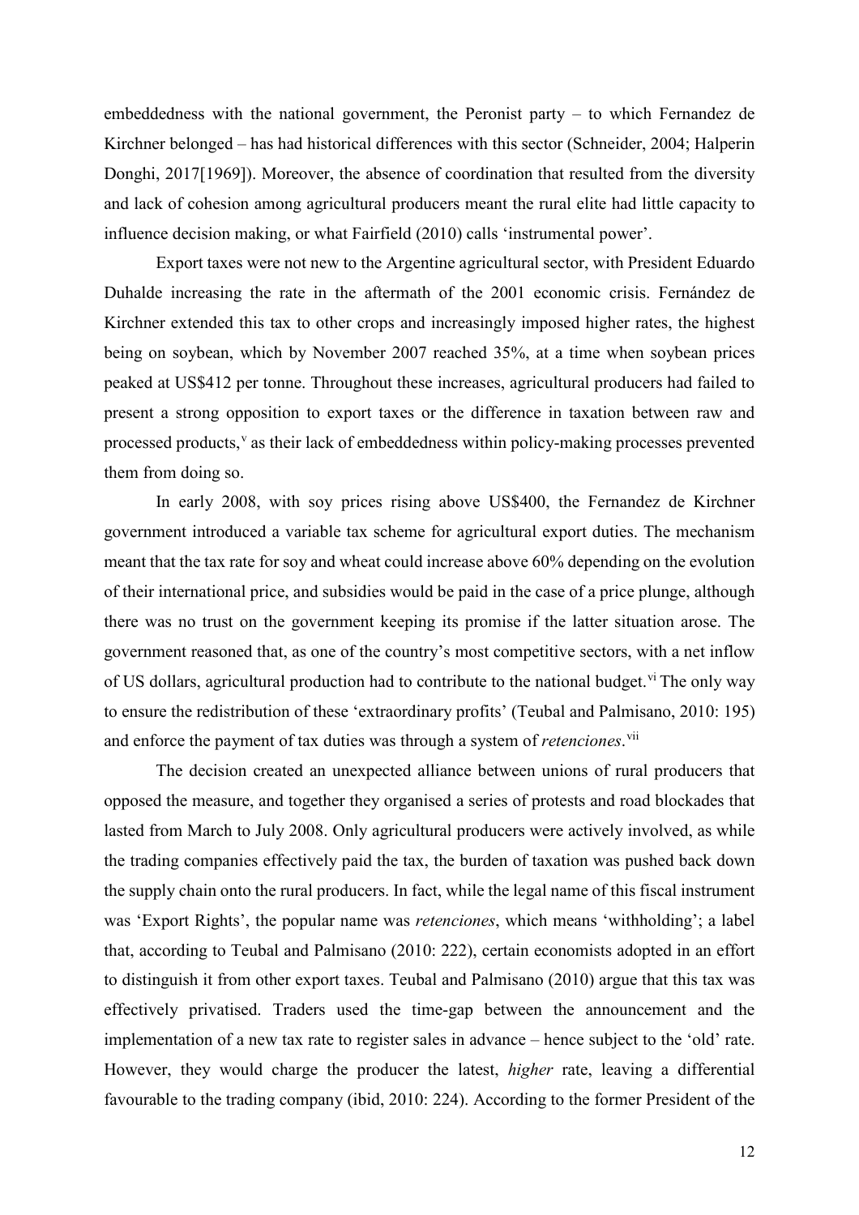embeddedness with the national government, the Peronist party – to which Fernandez de Kirchner belonged – has had historical differences with this sector (Schneider, 2004; Halperin Donghi, 2017[1969]). Moreover, the absence of coordination that resulted from the diversity and lack of cohesion among agricultural producers meant the rural elite had little capacity to influence decision making, or what Fairfield (2010) calls 'instrumental power'.

Export taxes were not new to the Argentine agricultural sector, with President Eduardo Duhalde increasing the rate in the aftermath of the 2001 economic crisis. Fernández de Kirchner extended this tax to other crops and increasingly imposed higher rates, the highest being on soybean, which by November 2007 reached 35%, at a time when soybean prices peaked at US$412 per tonne. Throughout these increases, agricultural producers had failed to present a strong opposition to export taxes or the difference in taxation between raw and processed products,[v] as their lack of embeddedness within policy-making processes prevented them from doing so.

In early 2008, with soy prices rising above US$400, the Fernandez de Kirchner government introduced a variable tax scheme for agricultural export duties. The mechanism meant that the tax rate for soy and wheat could increase above 60% depending on the evolution of their international price, and subsidies would be paid in the case of a price plunge, although there was no trust on the government keeping its promise if the latter situation arose. The government reasoned that, as one of the country's most competitive sectors, with a net inflow of US dollars, agricultural production had to contribute to the national budget.[vi] The only way to ensure the redistribution of these 'extraordinary profits' (Teubal and Palmisano, 2010: 195) and enforce the payment of tax duties was through a system of *retenciones*.[vii]

The decision created an unexpected alliance between unions of rural producers that opposed the measure, and together they organised a series of protests and road blockades that lasted from March to July 2008. Only agricultural producers were actively involved, as while the trading companies effectively paid the tax, the burden of taxation was pushed back down the supply chain onto the rural producers. In fact, while the legal name of this fiscal instrument was 'Export Rights', the popular name was *retenciones*, which means 'withholding'; a label that, according to Teubal and Palmisano (2010: 222), certain economists adopted in an effort to distinguish it from other export taxes. Teubal and Palmisano (2010) argue that this tax was effectively privatised. Traders used the time-gap between the announcement and the implementation of a new tax rate to register sales in advance – hence subject to the 'old' rate. However, they would charge the producer the latest, *higher* rate, leaving a differential favourable to the trading company (ibid, 2010: 224). According to the former President of the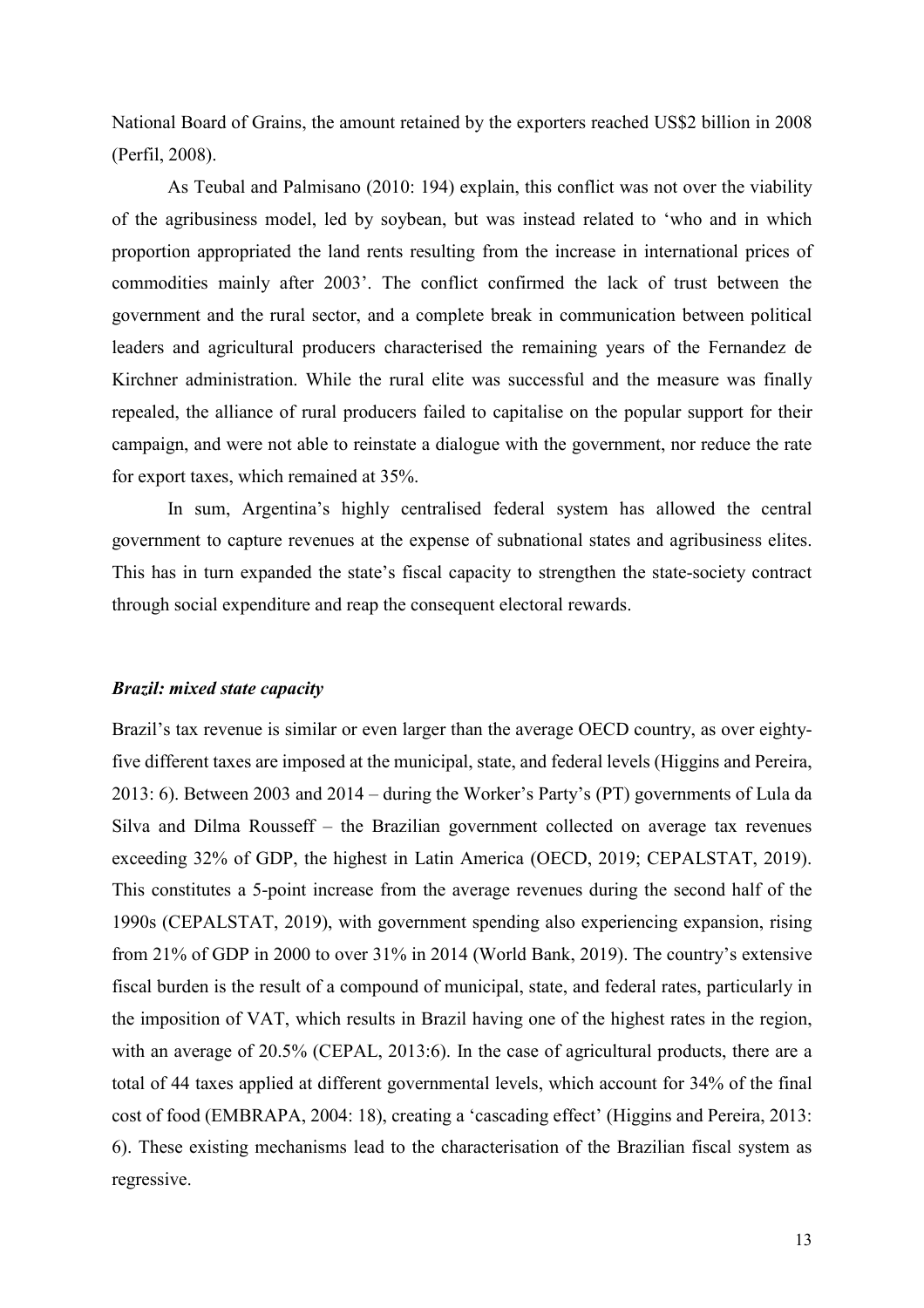National Board of Grains, the amount retained by the exporters reached US$2 billion in 2008 (Perfil, 2008).

As Teubal and Palmisano (2010: 194) explain, this conflict was not over the viability of the agribusiness model, led by soybean, but was instead related to 'who and in which proportion appropriated the land rents resulting from the increase in international prices of commodities mainly after 2003'. The conflict confirmed the lack of trust between the government and the rural sector, and a complete break in communication between political leaders and agricultural producers characterised the remaining years of the Fernandez de Kirchner administration. While the rural elite was successful and the measure was finally repealed, the alliance of rural producers failed to capitalise on the popular support for their campaign, and were not able to reinstate a dialogue with the government, nor reduce the rate for export taxes, which remained at 35%.

In sum, Argentina's highly centralised federal system has allowed the central government to capture revenues at the expense of subnational states and agribusiness elites. This has in turn expanded the state's fiscal capacity to strengthen the state-society contract through social expenditure and reap the consequent electoral rewards.

### *Brazil: mixed state capacity*

Brazil's tax revenue is similar or even larger than the average OECD country, as over eighty-five different taxes are imposed at the municipal, state, and federal levels (Higgins and Pereira, 2013: 6). Between 2003 and 2014 – during the Worker's Party's (PT) governments of Lula da Silva and Dilma Rousseff – the Brazilian government collected on average tax revenues exceeding 32% of GDP, the highest in Latin America (OECD, 2019; CEPALSTAT, 2019). This constitutes a 5-point increase from the average revenues during the second half of the 1990s (CEPALSTAT, 2019), with government spending also experiencing expansion, rising from 21% of GDP in 2000 to over 31% in 2014 (World Bank, 2019). The country's extensive fiscal burden is the result of a compound of municipal, state, and federal rates, particularly in the imposition of VAT, which results in Brazil having one of the highest rates in the region, with an average of 20.5% (CEPAL, 2013:6). In the case of agricultural products, there are a total of 44 taxes applied at different governmental levels, which account for 34% of the final cost of food (EMBRAPA, 2004: 18), creating a 'cascading effect' (Higgins and Pereira, 2013: 6). These existing mechanisms lead to the characterisation of the Brazilian fiscal system as regressive.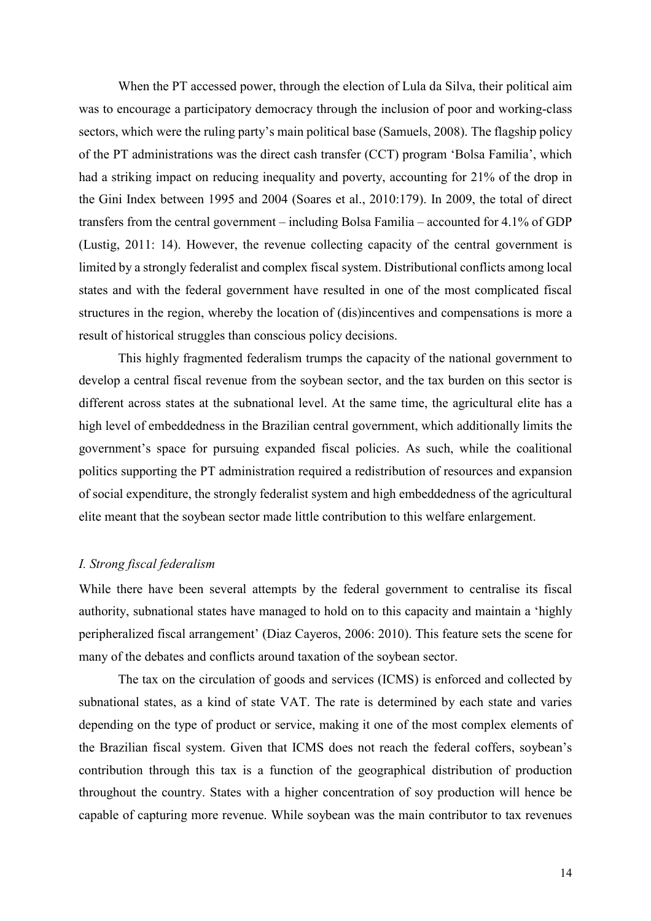When the PT accessed power, through the election of Lula da Silva, their political aim was to encourage a participatory democracy through the inclusion of poor and working-class sectors, which were the ruling party's main political base (Samuels, 2008). The flagship policy of the PT administrations was the direct cash transfer (CCT) program 'Bolsa Familia', which had a striking impact on reducing inequality and poverty, accounting for 21% of the drop in the Gini Index between 1995 and 2004 (Soares et al., 2010:179). In 2009, the total of direct transfers from the central government – including Bolsa Familia – accounted for 4.1% of GDP (Lustig, 2011: 14). However, the revenue collecting capacity of the central government is limited by a strongly federalist and complex fiscal system. Distributional conflicts among local states and with the federal government have resulted in one of the most complicated fiscal structures in the region, whereby the location of (dis)incentives and compensations is more a result of historical struggles than conscious policy decisions.

This highly fragmented federalism trumps the capacity of the national government to develop a central fiscal revenue from the soybean sector, and the tax burden on this sector is different across states at the subnational level. At the same time, the agricultural elite has a high level of embeddedness in the Brazilian central government, which additionally limits the government's space for pursuing expanded fiscal policies. As such, while the coalitional politics supporting the PT administration required a redistribution of resources and expansion of social expenditure, the strongly federalist system and high embeddedness of the agricultural elite meant that the soybean sector made little contribution to this welfare enlargement.

*I. Strong fiscal federalism*

While there have been several attempts by the federal government to centralise its fiscal authority, subnational states have managed to hold on to this capacity and maintain a 'highly peripheralized fiscal arrangement' (Diaz Cayeros, 2006: 2010). This feature sets the scene for many of the debates and conflicts around taxation of the soybean sector.

The tax on the circulation of goods and services (ICMS) is enforced and collected by subnational states, as a kind of state VAT. The rate is determined by each state and varies depending on the type of product or service, making it one of the most complex elements of the Brazilian fiscal system. Given that ICMS does not reach the federal coffers, soybean's contribution through this tax is a function of the geographical distribution of production throughout the country. States with a higher concentration of soy production will hence be capable of capturing more revenue. While soybean was the main contributor to tax revenues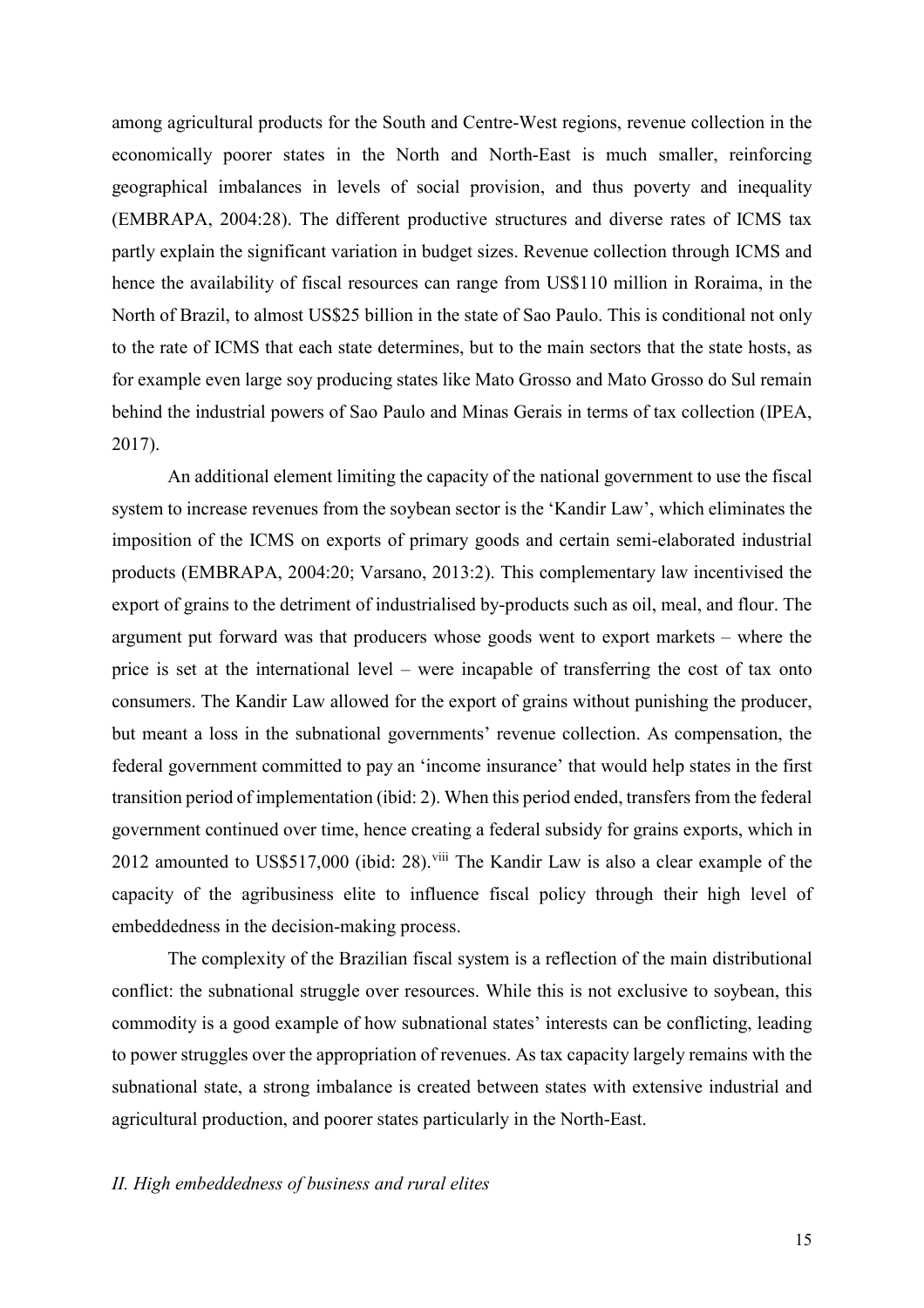among agricultural products for the South and Centre-West regions, revenue collection in the economically poorer states in the North and North-East is much smaller, reinforcing geographical imbalances in levels of social provision, and thus poverty and inequality (EMBRAPA, 2004:28). The different productive structures and diverse rates of ICMS tax partly explain the significant variation in budget sizes. Revenue collection through ICMS and hence the availability of fiscal resources can range from US$110 million in Roraima, in the North of Brazil, to almost US$25 billion in the state of Sao Paulo. This is conditional not only to the rate of ICMS that each state determines, but to the main sectors that the state hosts, as for example even large soy producing states like Mato Grosso and Mato Grosso do Sul remain behind the industrial powers of Sao Paulo and Minas Gerais in terms of tax collection (IPEA, 2017).

An additional element limiting the capacity of the national government to use the fiscal system to increase revenues from the soybean sector is the 'Kandir Law', which eliminates the imposition of the ICMS on exports of primary goods and certain semi-elaborated industrial products (EMBRAPA, 2004:20; Varsano, 2013:2). This complementary law incentivised the export of grains to the detriment of industrialised by-products such as oil, meal, and flour. The argument put forward was that producers whose goods went to export markets – where the price is set at the international level – were incapable of transferring the cost of tax onto consumers. The Kandir Law allowed for the export of grains without punishing the producer, but meant a loss in the subnational governments' revenue collection. As compensation, the federal government committed to pay an 'income insurance' that would help states in the first transition period of implementation (ibid: 2). When this period ended, transfers from the federal government continued over time, hence creating a federal subsidy for grains exports, which in 2012 amounted to US$517,000 (ibid: 28).[viii] The Kandir Law is also a clear example of the capacity of the agribusiness elite to influence fiscal policy through their high level of embeddedness in the decision-making process.

The complexity of the Brazilian fiscal system is a reflection of the main distributional conflict: the subnational struggle over resources. While this is not exclusive to soybean, this commodity is a good example of how subnational states' interests can be conflicting, leading to power struggles over the appropriation of revenues. As tax capacity largely remains with the subnational state, a strong imbalance is created between states with extensive industrial and agricultural production, and poorer states particularly in the North-East.

### *II. High embeddedness of business and rural elites*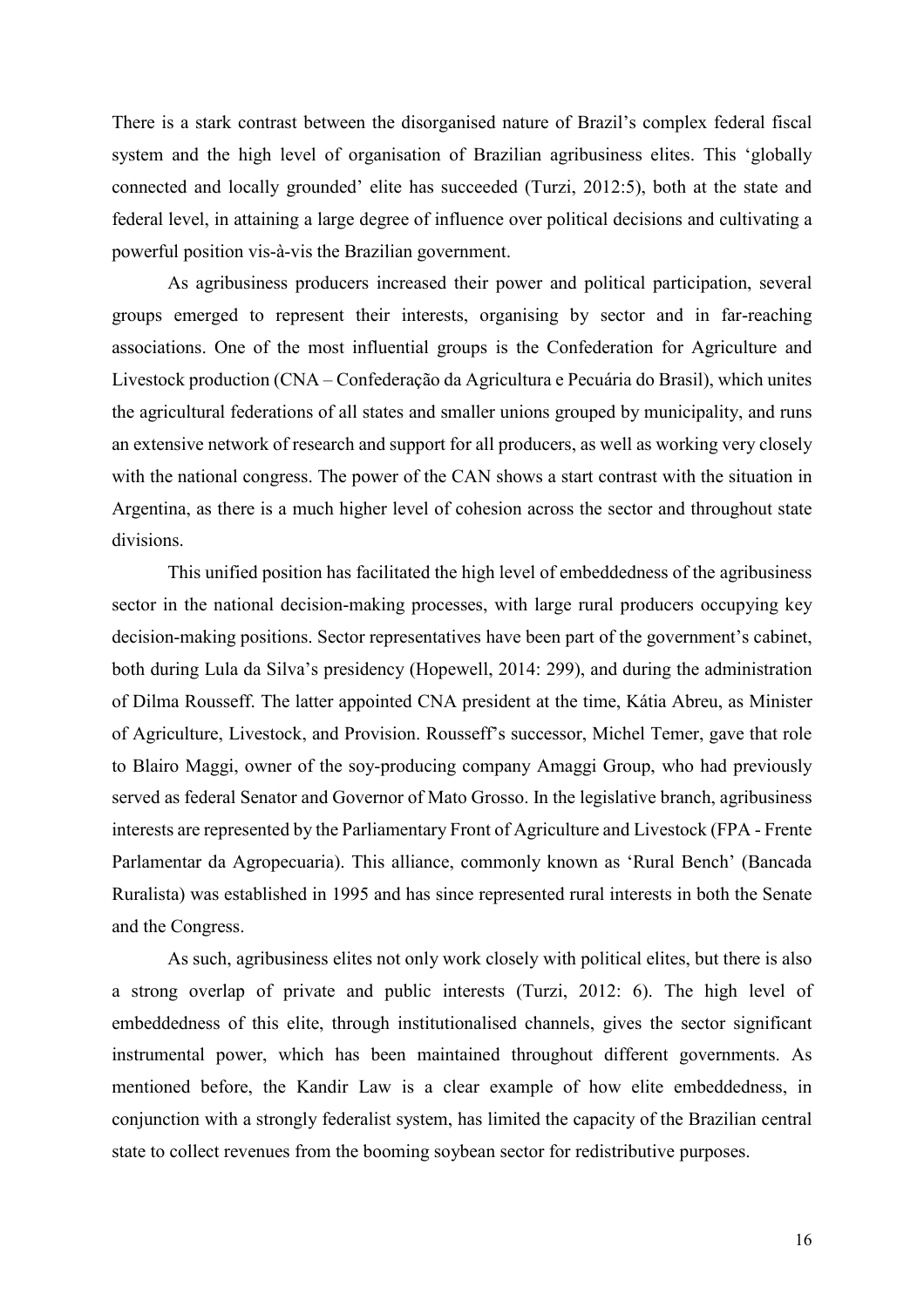There is a stark contrast between the disorganised nature of Brazil's complex federal fiscal system and the high level of organisation of Brazilian agribusiness elites. This 'globally connected and locally grounded' elite has succeeded (Turzi, 2012:5), both at the state and federal level, in attaining a large degree of influence over political decisions and cultivating a powerful position vis-à-vis the Brazilian government.

As agribusiness producers increased their power and political participation, several groups emerged to represent their interests, organising by sector and in far-reaching associations. One of the most influential groups is the Confederation for Agriculture and Livestock production (CNA – Confederação da Agricultura e Pecuária do Brasil), which unites the agricultural federations of all states and smaller unions grouped by municipality, and runs an extensive network of research and support for all producers, as well as working very closely with the national congress. The power of the CAN shows a start contrast with the situation in Argentina, as there is a much higher level of cohesion across the sector and throughout state divisions.

This unified position has facilitated the high level of embeddedness of the agribusiness sector in the national decision-making processes, with large rural producers occupying key decision-making positions. Sector representatives have been part of the government's cabinet, both during Lula da Silva's presidency (Hopewell, 2014: 299), and during the administration of Dilma Rousseff. The latter appointed CNA president at the time, Kátia Abreu, as Minister of Agriculture, Livestock, and Provision. Rousseff's successor, Michel Temer, gave that role to Blairo Maggi, owner of the soy-producing company Amaggi Group, who had previously served as federal Senator and Governor of Mato Grosso. In the legislative branch, agribusiness interests are represented by the Parliamentary Front of Agriculture and Livestock (FPA - Frente Parlamentar da Agropecuaria). This alliance, commonly known as 'Rural Bench' (Bancada Ruralista) was established in 1995 and has since represented rural interests in both the Senate and the Congress.

As such, agribusiness elites not only work closely with political elites, but there is also a strong overlap of private and public interests (Turzi, 2012: 6). The high level of embeddedness of this elite, through institutionalised channels, gives the sector significant instrumental power, which has been maintained throughout different governments. As mentioned before, the Kandir Law is a clear example of how elite embeddedness, in conjunction with a strongly federalist system, has limited the capacity of the Brazilian central state to collect revenues from the booming soybean sector for redistributive purposes.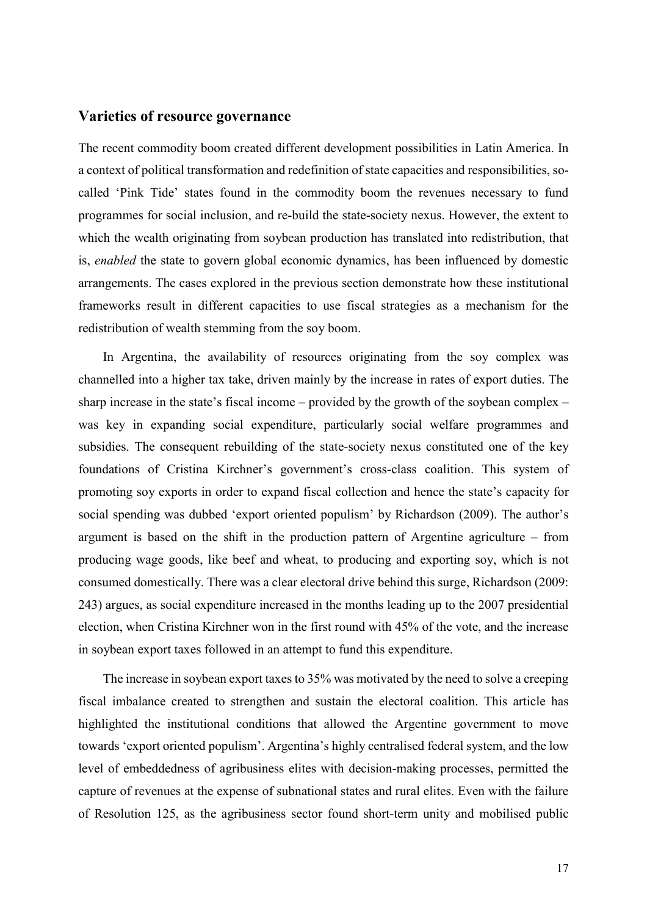## Varieties of resource governance

The recent commodity boom created different development possibilities in Latin America. In a context of political transformation and redefinition of state capacities and responsibilities, so-called 'Pink Tide' states found in the commodity boom the revenues necessary to fund programmes for social inclusion, and re-build the state-society nexus. However, the extent to which the wealth originating from soybean production has translated into redistribution, that is, *enabled* the state to govern global economic dynamics, has been influenced by domestic arrangements. The cases explored in the previous section demonstrate how these institutional frameworks result in different capacities to use fiscal strategies as a mechanism for the redistribution of wealth stemming from the soy boom.

In Argentina, the availability of resources originating from the soy complex was channelled into a higher tax take, driven mainly by the increase in rates of export duties. The sharp increase in the state's fiscal income – provided by the growth of the soybean complex – was key in expanding social expenditure, particularly social welfare programmes and subsidies. The consequent rebuilding of the state-society nexus constituted one of the key foundations of Cristina Kirchner's government's cross-class coalition. This system of promoting soy exports in order to expand fiscal collection and hence the state's capacity for social spending was dubbed 'export oriented populism' by Richardson (2009). The author's argument is based on the shift in the production pattern of Argentine agriculture – from producing wage goods, like beef and wheat, to producing and exporting soy, which is not consumed domestically. There was a clear electoral drive behind this surge, Richardson (2009: 243) argues, as social expenditure increased in the months leading up to the 2007 presidential election, when Cristina Kirchner won in the first round with 45% of the vote, and the increase in soybean export taxes followed in an attempt to fund this expenditure.

The increase in soybean export taxes to 35% was motivated by the need to solve a creeping fiscal imbalance created to strengthen and sustain the electoral coalition. This article has highlighted the institutional conditions that allowed the Argentine government to move towards 'export oriented populism'. Argentina's highly centralised federal system, and the low level of embeddedness of agribusiness elites with decision-making processes, permitted the capture of revenues at the expense of subnational states and rural elites. Even with the failure of Resolution 125, as the agribusiness sector found short-term unity and mobilised public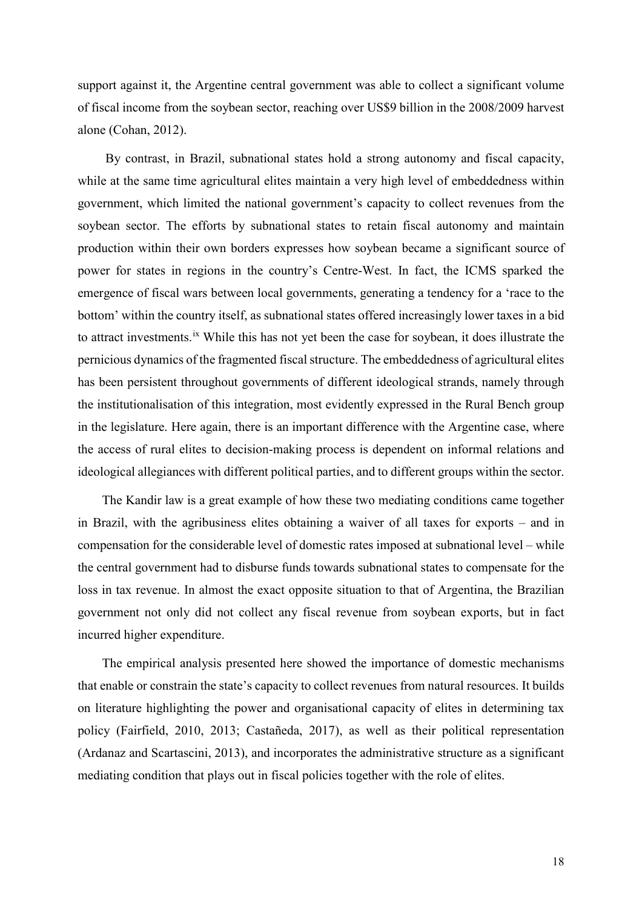support against it, the Argentine central government was able to collect a significant volume of fiscal income from the soybean sector, reaching over US$9 billion in the 2008/2009 harvest alone (Cohan, 2012).

By contrast, in Brazil, subnational states hold a strong autonomy and fiscal capacity, while at the same time agricultural elites maintain a very high level of embeddedness within government, which limited the national government's capacity to collect revenues from the soybean sector. The efforts by subnational states to retain fiscal autonomy and maintain production within their own borders expresses how soybean became a significant source of power for states in regions in the country's Centre-West. In fact, the ICMS sparked the emergence of fiscal wars between local governments, generating a tendency for a 'race to the bottom' within the country itself, as subnational states offered increasingly lower taxes in a bid to attract investments.[ix] While this has not yet been the case for soybean, it does illustrate the pernicious dynamics of the fragmented fiscal structure. The embeddedness of agricultural elites has been persistent throughout governments of different ideological strands, namely through the institutionalisation of this integration, most evidently expressed in the Rural Bench group in the legislature. Here again, there is an important difference with the Argentine case, where the access of rural elites to decision-making process is dependent on informal relations and ideological allegiances with different political parties, and to different groups within the sector.

The Kandir law is a great example of how these two mediating conditions came together in Brazil, with the agribusiness elites obtaining a waiver of all taxes for exports – and in compensation for the considerable level of domestic rates imposed at subnational level – while the central government had to disburse funds towards subnational states to compensate for the loss in tax revenue. In almost the exact opposite situation to that of Argentina, the Brazilian government not only did not collect any fiscal revenue from soybean exports, but in fact incurred higher expenditure.

The empirical analysis presented here showed the importance of domestic mechanisms that enable or constrain the state's capacity to collect revenues from natural resources. It builds on literature highlighting the power and organisational capacity of elites in determining tax policy (Fairfield, 2010, 2013; Castañeda, 2017), as well as their political representation (Ardanaz and Scartascini, 2013), and incorporates the administrative structure as a significant mediating condition that plays out in fiscal policies together with the role of elites.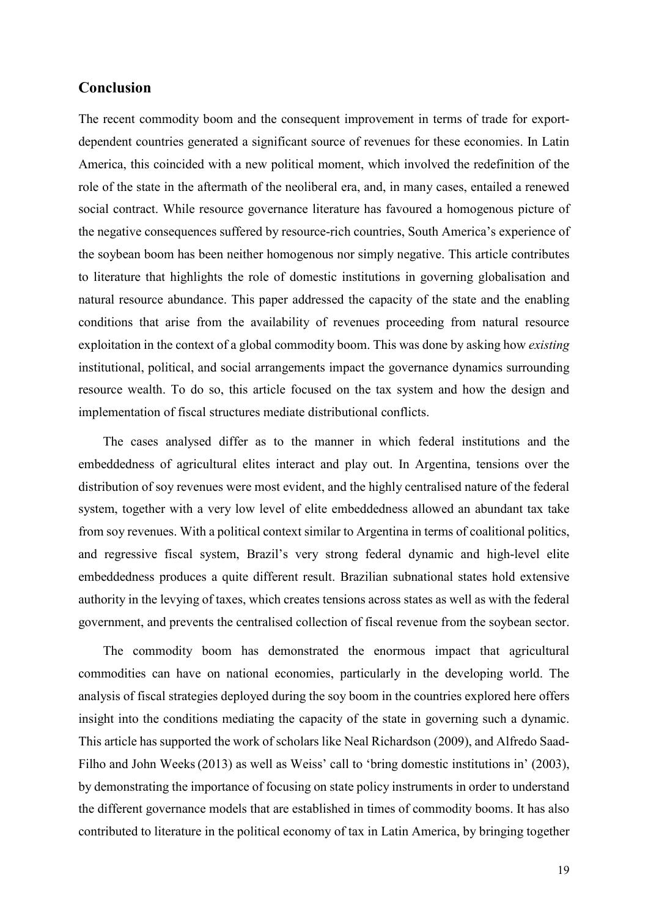## Conclusion

The recent commodity boom and the consequent improvement in terms of trade for export-dependent countries generated a significant source of revenues for these economies. In Latin America, this coincided with a new political moment, which involved the redefinition of the role of the state in the aftermath of the neoliberal era, and, in many cases, entailed a renewed social contract. While resource governance literature has favoured a homogenous picture of the negative consequences suffered by resource-rich countries, South America's experience of the soybean boom has been neither homogenous nor simply negative. This article contributes to literature that highlights the role of domestic institutions in governing globalisation and natural resource abundance. This paper addressed the capacity of the state and the enabling conditions that arise from the availability of revenues proceeding from natural resource exploitation in the context of a global commodity boom. This was done by asking how *existing* institutional, political, and social arrangements impact the governance dynamics surrounding resource wealth. To do so, this article focused on the tax system and how the design and implementation of fiscal structures mediate distributional conflicts.

The cases analysed differ as to the manner in which federal institutions and the embeddedness of agricultural elites interact and play out. In Argentina, tensions over the distribution of soy revenues were most evident, and the highly centralised nature of the federal system, together with a very low level of elite embeddedness allowed an abundant tax take from soy revenues. With a political context similar to Argentina in terms of coalitional politics, and regressive fiscal system, Brazil's very strong federal dynamic and high-level elite embeddedness produces a quite different result. Brazilian subnational states hold extensive authority in the levying of taxes, which creates tensions across states as well as with the federal government, and prevents the centralised collection of fiscal revenue from the soybean sector.

The commodity boom has demonstrated the enormous impact that agricultural commodities can have on national economies, particularly in the developing world. The analysis of fiscal strategies deployed during the soy boom in the countries explored here offers insight into the conditions mediating the capacity of the state in governing such a dynamic. This article has supported the work of scholars like Neal Richardson (2009), and Alfredo Saad-Filho and John Weeks (2013) as well as Weiss' call to 'bring domestic institutions in' (2003), by demonstrating the importance of focusing on state policy instruments in order to understand the different governance models that are established in times of commodity booms. It has also contributed to literature in the political economy of tax in Latin America, by bringing together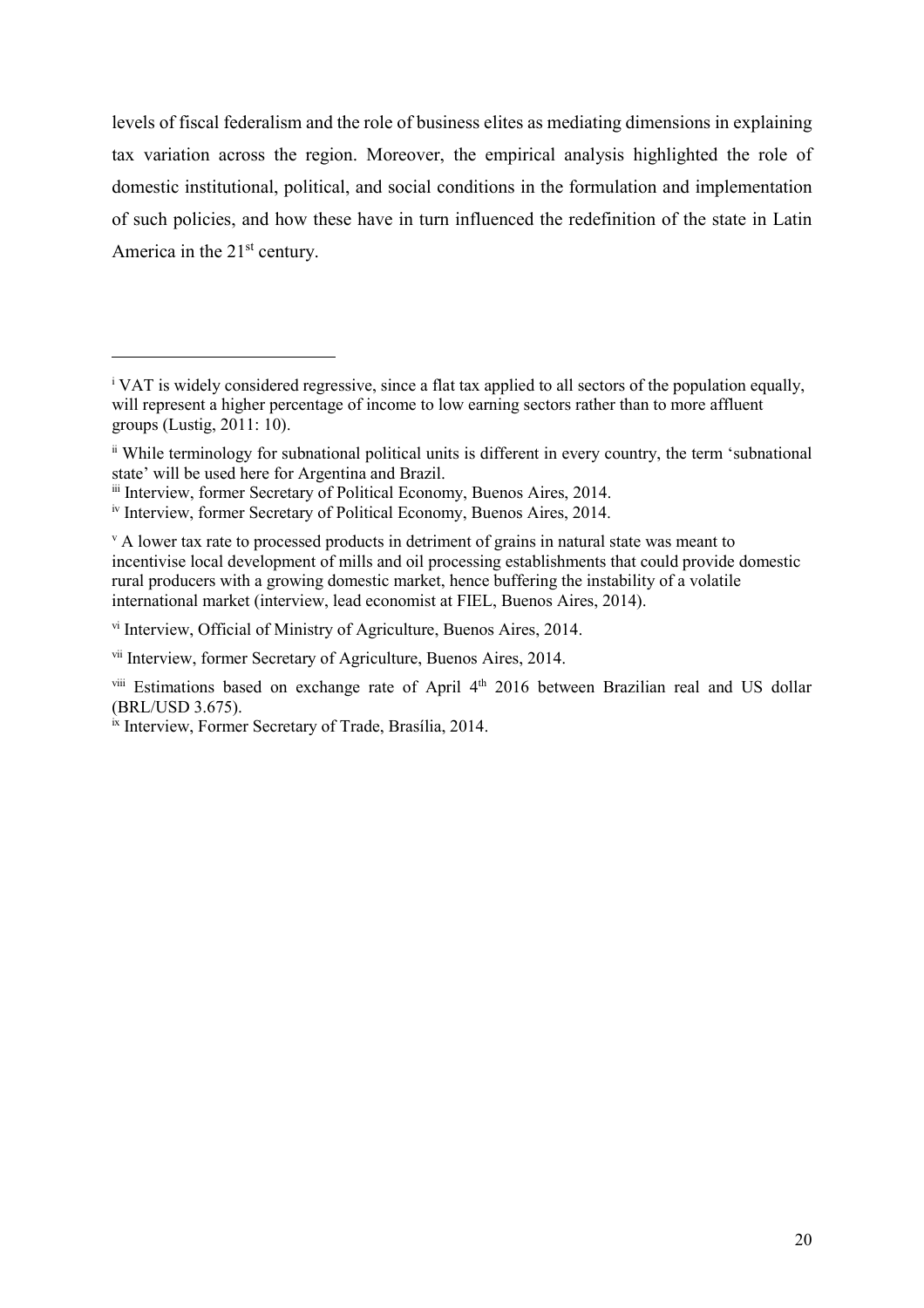levels of fiscal federalism and the role of business elites as mediating dimensions in explaining tax variation across the region. Moreover, the empirical analysis highlighted the role of domestic institutional, political, and social conditions in the formulation and implementation of such policies, and how these have in turn influenced the redefinition of the state in Latin America in the 21st century.

---

[i] VAT is widely considered regressive, since a flat tax applied to all sectors of the population equally, will represent a higher percentage of income to low earning sectors rather than to more affluent groups (Lustig, 2011: 10).

[ii] While terminology for subnational political units is different in every country, the term 'subnational state' will be used here for Argentina and Brazil.

[iii] Interview, former Secretary of Political Economy, Buenos Aires, 2014.

[iv] Interview, former Secretary of Political Economy, Buenos Aires, 2014.

[v] A lower tax rate to processed products in detriment of grains in natural state was meant to incentivise local development of mills and oil processing establishments that could provide domestic rural producers with a growing domestic market, hence buffering the instability of a volatile international market (interview, lead economist at FIEL, Buenos Aires, 2014).

[vi] Interview, Official of Ministry of Agriculture, Buenos Aires, 2014.

[vii] Interview, former Secretary of Agriculture, Buenos Aires, 2014.

[viii] Estimations based on exchange rate of April 4th 2016 between Brazilian real and US dollar (BRL/USD 3.675).

[ix] Interview, Former Secretary of Trade, Brasília, 2014.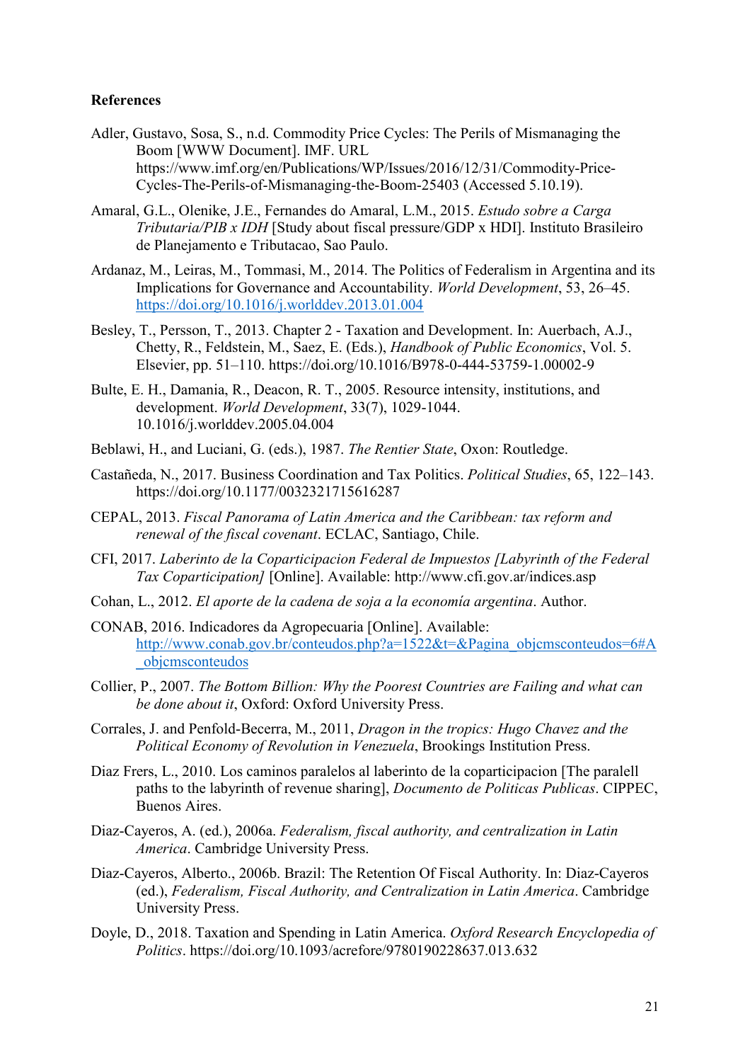**References**

Adler, Gustavo, Sosa, S., n.d. Commodity Price Cycles: The Perils of Mismanaging the Boom [WWW Document]. IMF. URL https://www.imf.org/en/Publications/WP/Issues/2016/12/31/Commodity-Price-Cycles-The-Perils-of-Mismanaging-the-Boom-25403 (Accessed 5.10.19).

Amaral, G.L., Olenike, J.E., Fernandes do Amaral, L.M., 2015. *Estudo sobre a Carga Tributaria/PIB x IDH* [Study about fiscal pressure/GDP x HDI]. Instituto Brasileiro de Planejamento e Tributacao, Sao Paulo.

Ardanaz, M., Leiras, M., Tommasi, M., 2014. The Politics of Federalism in Argentina and its Implications for Governance and Accountability. *World Development*, 53, 26–45. https://doi.org/10.1016/j.worlddev.2013.01.004

Besley, T., Persson, T., 2013. Chapter 2 - Taxation and Development. In: Auerbach, A.J., Chetty, R., Feldstein, M., Saez, E. (Eds.), *Handbook of Public Economics*, Vol. 5. Elsevier, pp. 51–110. https://doi.org/10.1016/B978-0-444-53759-1.00002-9

Bulte, E. H., Damania, R., Deacon, R. T., 2005. Resource intensity, institutions, and development. *World Development*, 33(7), 1029-1044. 10.1016/j.worlddev.2005.04.004

Beblawi, H., and Luciani, G. (eds.), 1987. *The Rentier State*, Oxon: Routledge.

Castañeda, N., 2017. Business Coordination and Tax Politics. *Political Studies*, 65, 122–143. https://doi.org/10.1177/0032321715616287

CEPAL, 2013. *Fiscal Panorama of Latin America and the Caribbean: tax reform and renewal of the fiscal covenant*. ECLAC, Santiago, Chile.

CFI, 2017. *Laberinto de la Coparticipacion Federal de Impuestos [Labyrinth of the Federal Tax Coparticipation]* [Online]. Available: http://www.cfi.gov.ar/indices.asp

Cohan, L., 2012. *El aporte de la cadena de soja a la economía argentina*. Author.

CONAB, 2016. Indicadores da Agropecuaria [Online]. Available: http://www.conab.gov.br/conteudos.php?a=1522&t=&Pagina_objcmsconteudos=6#A_objcmsconteudos

Collier, P., 2007. *The Bottom Billion: Why the Poorest Countries are Failing and what can be done about it*, Oxford: Oxford University Press.

Corrales, J. and Penfold-Becerra, M., 2011, *Dragon in the tropics: Hugo Chavez and the Political Economy of Revolution in Venezuela*, Brookings Institution Press.

Diaz Frers, L., 2010. Los caminos paralelos al laberinto de la coparticipacion [The paralell paths to the labyrinth of revenue sharing], *Documento de Politicas Publicas*. CIPPEC, Buenos Aires.

Diaz-Cayeros, A. (ed.), 2006a. *Federalism, fiscal authority, and centralization in Latin America*. Cambridge University Press.

Diaz-Cayeros, Alberto., 2006b. Brazil: The Retention Of Fiscal Authority. In: Diaz-Cayeros (ed.), *Federalism, Fiscal Authority, and Centralization in Latin America*. Cambridge University Press.

Doyle, D., 2018. Taxation and Spending in Latin America. *Oxford Research Encyclopedia of Politics*. https://doi.org/10.1093/acrefore/9780190228637.013.632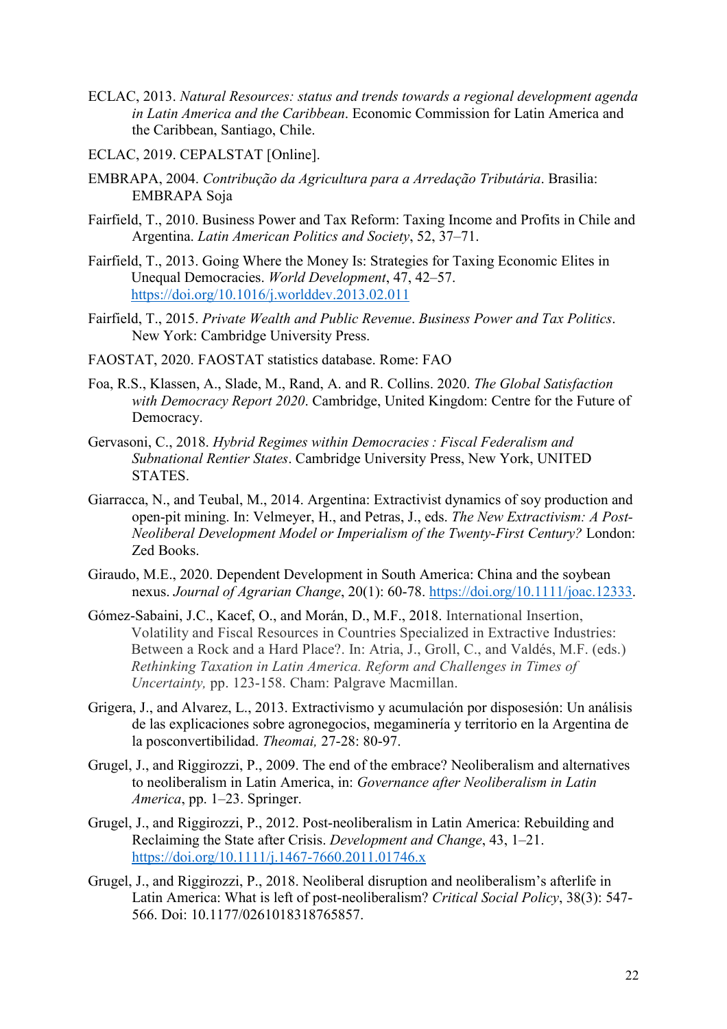ECLAC, 2013. *Natural Resources: status and trends towards a regional development agenda in Latin America and the Caribbean*. Economic Commission for Latin America and the Caribbean, Santiago, Chile.

ECLAC, 2019. CEPALSTAT [Online].

EMBRAPA, 2004. *Contribução da Agricultura para a Arredação Tributária*. Brasilia: EMBRAPA Soja

Fairfield, T., 2010. Business Power and Tax Reform: Taxing Income and Profits in Chile and Argentina. *Latin American Politics and Society*, 52, 37–71.

Fairfield, T., 2013. Going Where the Money Is: Strategies for Taxing Economic Elites in Unequal Democracies. *World Development*, 47, 42–57. https://doi.org/10.1016/j.worlddev.2013.02.011

Fairfield, T., 2015. *Private Wealth and Public Revenue*. *Business Power and Tax Politics*. New York: Cambridge University Press.

FAOSTAT, 2020. FAOSTAT statistics database. Rome: FAO

Foa, R.S., Klassen, A., Slade, M., Rand, A. and R. Collins. 2020. *The Global Satisfaction with Democracy Report 2020*. Cambridge, United Kingdom: Centre for the Future of Democracy.

Gervasoni, C., 2018. *Hybrid Regimes within Democracies : Fiscal Federalism and Subnational Rentier States*. Cambridge University Press, New York, UNITED STATES.

Giarracca, N., and Teubal, M., 2014. Argentina: Extractivist dynamics of soy production and open-pit mining. In: Velmeyer, H., and Petras, J., eds. *The New Extractivism: A Post-Neoliberal Development Model or Imperialism of the Twenty-First Century?* London: Zed Books.

Giraudo, M.E., 2020. Dependent Development in South America: China and the soybean nexus. *Journal of Agrarian Change*, 20(1): 60-78. https://doi.org/10.1111/joac.12333.

Gómez-Sabaini, J.C., Kacef, O., and Morán, D., M.F., 2018. International Insertion, Volatility and Fiscal Resources in Countries Specialized in Extractive Industries: Between a Rock and a Hard Place?. In: Atria, J., Groll, C., and Valdés, M.F. (eds.) *Rethinking Taxation in Latin America. Reform and Challenges in Times of Uncertainty,* pp. 123-158. Cham: Palgrave Macmillan.

Grigera, J., and Alvarez, L., 2013. Extractivismo y acumulación por disposesión: Un análisis de las explicaciones sobre agronegocios, megaminería y territorio en la Argentina de la posconvertibilidad. *Theomai,* 27-28: 80-97.

Grugel, J., and Riggirozzi, P., 2009. The end of the embrace? Neoliberalism and alternatives to neoliberalism in Latin America, in: *Governance after Neoliberalism in Latin America*, pp. 1–23. Springer.

Grugel, J., and Riggirozzi, P., 2012. Post-neoliberalism in Latin America: Rebuilding and Reclaiming the State after Crisis. *Development and Change*, 43, 1–21. https://doi.org/10.1111/j.1467-7660.2011.01746.x

Grugel, J., and Riggirozzi, P., 2018. Neoliberal disruption and neoliberalism's afterlife in Latin America: What is left of post-neoliberalism? *Critical Social Policy*, 38(3): 547-566. Doi: 10.1177/0261018318765857.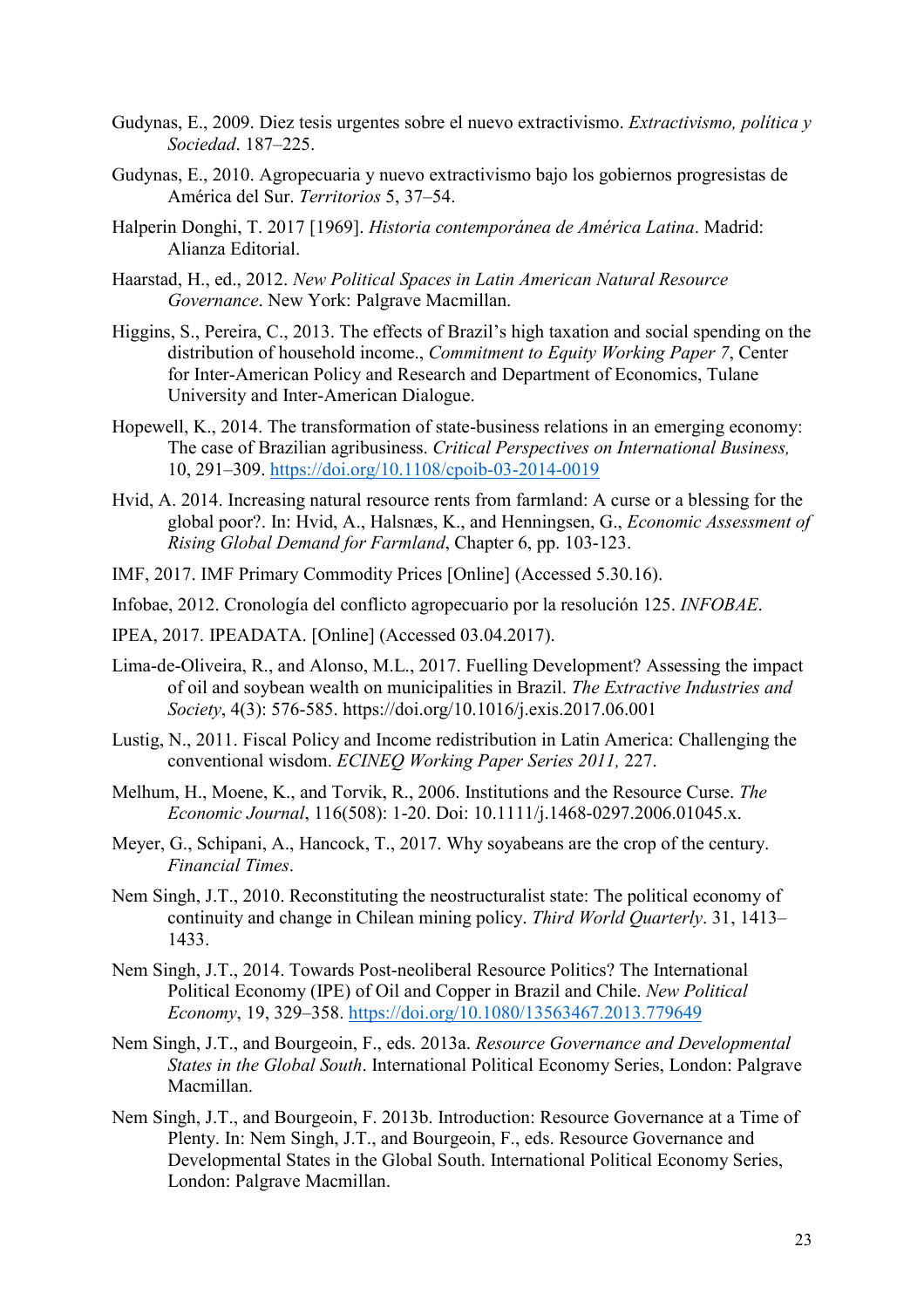Gudynas, E., 2009. Diez tesis urgentes sobre el nuevo extractivismo. *Extractivismo, política y Sociedad*. 187–225.

Gudynas, E., 2010. Agropecuaria y nuevo extractivismo bajo los gobiernos progresistas de América del Sur. *Territorios* 5, 37–54.

Halperin Donghi, T. 2017 [1969]. *Historia contemporánea de América Latina*. Madrid: Alianza Editorial.

Haarstad, H., ed., 2012. *New Political Spaces in Latin American Natural Resource Governance*. New York: Palgrave Macmillan.

Higgins, S., Pereira, C., 2013. The effects of Brazil's high taxation and social spending on the distribution of household income., *Commitment to Equity Working Paper 7*, Center for Inter-American Policy and Research and Department of Economics, Tulane University and Inter-American Dialogue.

Hopewell, K., 2014. The transformation of state-business relations in an emerging economy: The case of Brazilian agribusiness. *Critical Perspectives on International Business,* 10, 291–309. https://doi.org/10.1108/cpoib-03-2014-0019

Hvid, A. 2014. Increasing natural resource rents from farmland: A curse or a blessing for the global poor?. In: Hvid, A., Halsnæs, K., and Henningsen, G., *Economic Assessment of Rising Global Demand for Farmland*, Chapter 6, pp. 103-123.

IMF, 2017. IMF Primary Commodity Prices [Online] (Accessed 5.30.16).

Infobae, 2012. Cronología del conflicto agropecuario por la resolución 125. *INFOBAE*.

IPEA, 2017. IPEADATA. [Online] (Accessed 03.04.2017).

Lima-de-Oliveira, R., and Alonso, M.L., 2017. Fuelling Development? Assessing the impact of oil and soybean wealth on municipalities in Brazil. *The Extractive Industries and Society*, 4(3): 576-585. https://doi.org/10.1016/j.exis.2017.06.001

Lustig, N., 2011. Fiscal Policy and Income redistribution in Latin America: Challenging the conventional wisdom. *ECINEQ Working Paper Series 2011,* 227.

Melhum, H., Moene, K., and Torvik, R., 2006. Institutions and the Resource Curse. *The Economic Journal*, 116(508): 1-20. Doi: 10.1111/j.1468-0297.2006.01045.x.

Meyer, G., Schipani, A., Hancock, T., 2017. Why soyabeans are the crop of the century. *Financial Times*.

Nem Singh, J.T., 2010. Reconstituting the neostructuralist state: The political economy of continuity and change in Chilean mining policy. *Third World Quarterly*. 31, 1413–1433.

Nem Singh, J.T., 2014. Towards Post-neoliberal Resource Politics? The International Political Economy (IPE) of Oil and Copper in Brazil and Chile. *New Political Economy*, 19, 329–358. https://doi.org/10.1080/13563467.2013.779649

Nem Singh, J.T., and Bourgeoin, F., eds. 2013a. *Resource Governance and Developmental States in the Global South*. International Political Economy Series, London: Palgrave Macmillan.

Nem Singh, J.T., and Bourgeoin, F. 2013b. Introduction: Resource Governance at a Time of Plenty. In: Nem Singh, J.T., and Bourgeoin, F., eds. Resource Governance and Developmental States in the Global South. International Political Economy Series, London: Palgrave Macmillan.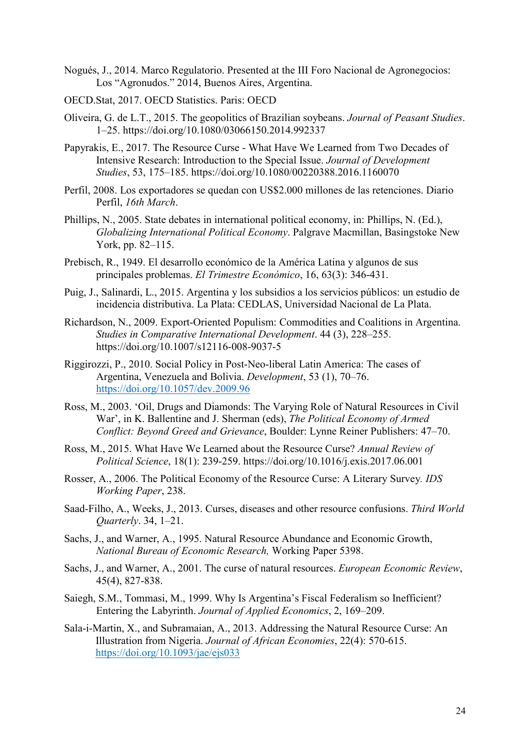Nogués, J., 2014. Marco Regulatorio. Presented at the III Foro Nacional de Agronegocios: Los "Agronudos." 2014, Buenos Aires, Argentina.

OECD.Stat, 2017. OECD Statistics. Paris: OECD

Oliveira, G. de L.T., 2015. The geopolitics of Brazilian soybeans. *Journal of Peasant Studies*. 1–25. https://doi.org/10.1080/03066150.2014.992337

Papyrakis, E., 2017. The Resource Curse - What Have We Learned from Two Decades of Intensive Research: Introduction to the Special Issue. *Journal of Development Studies*, 53, 175–185. https://doi.org/10.1080/00220388.2016.1160070

Perfil, 2008. Los exportadores se quedan con US$2.000 millones de las retenciones. Diario Perfil, *16th March*.

Phillips, N., 2005. State debates in international political economy, in: Phillips, N. (Ed.), *Globalizing International Political Economy*. Palgrave Macmillan, Basingstoke New York, pp. 82–115.

Prebisch, R., 1949. El desarrollo económico de la América Latina y algunos de sus principales problemas. *El Trimestre Económico*, 16, 63(3): 346-431.

Puig, J., Salinardi, L., 2015. Argentina y los subsidios a los servicios públicos: un estudio de incidencia distributiva. La Plata: CEDLAS, Universidad Nacional de La Plata.

Richardson, N., 2009. Export-Oriented Populism: Commodities and Coalitions in Argentina. *Studies in Comparative International Development*. 44 (3), 228–255. https://doi.org/10.1007/s12116-008-9037-5

Riggirozzi, P., 2010. Social Policy in Post-Neo-liberal Latin America: The cases of Argentina, Venezuela and Bolivia. *Development*, 53 (1), 70–76. https://doi.org/10.1057/dev.2009.96

Ross, M., 2003. 'Oil, Drugs and Diamonds: The Varying Role of Natural Resources in Civil War', in K. Ballentine and J. Sherman (eds), *The Political Economy of Armed Conflict: Beyond Greed and Grievance*, Boulder: Lynne Reiner Publishers: 47–70.

Ross, M., 2015. What Have We Learned about the Resource Curse? *Annual Review of Political Science*, 18(1): 239-259. https://doi.org/10.1016/j.exis.2017.06.001

Rosser, A., 2006. The Political Economy of the Resource Curse: A Literary Survey. *IDS Working Paper*, 238.

Saad-Filho, A., Weeks, J., 2013. Curses, diseases and other resource confusions. *Third World Quarterly*. 34, 1–21.

Sachs, J., and Warner, A., 1995. Natural Resource Abundance and Economic Growth, *National Bureau of Economic Research,* Working Paper 5398.

Sachs, J., and Warner, A., 2001. The curse of natural resources. *European Economic Review*, 45(4), 827-838.

Saiegh, S.M., Tommasi, M., 1999. Why Is Argentina's Fiscal Federalism so Inefficient? Entering the Labyrinth. *Journal of Applied Economics*, 2, 169–209.

Sala-i-Martin, X., and Subramaian, A., 2013. Addressing the Natural Resource Curse: An Illustration from Nigeria. *Journal of African Economies*, 22(4): 570-615. https://doi.org/10.1093/jae/ejs033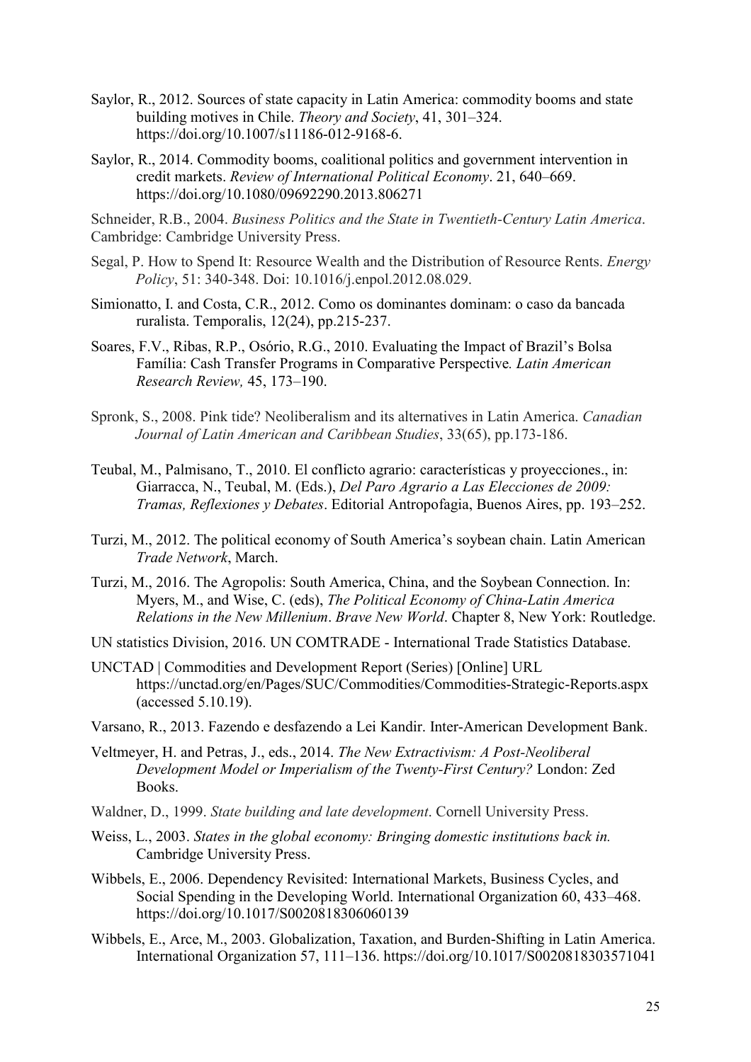Saylor, R., 2012. Sources of state capacity in Latin America: commodity booms and state building motives in Chile. *Theory and Society*, 41, 301–324. https://doi.org/10.1007/s11186-012-9168-6.

Saylor, R., 2014. Commodity booms, coalitional politics and government intervention in credit markets. *Review of International Political Economy*. 21, 640–669. https://doi.org/10.1080/09692290.2013.806271

Schneider, R.B., 2004. *Business Politics and the State in Twentieth-Century Latin America*. Cambridge: Cambridge University Press.

Segal, P. How to Spend It: Resource Wealth and the Distribution of Resource Rents. *Energy Policy*, 51: 340-348. Doi: 10.1016/j.enpol.2012.08.029.

Simionatto, I. and Costa, C.R., 2012. Como os dominantes dominam: o caso da bancada ruralista. Temporalis, 12(24), pp.215-237.

Soares, F.V., Ribas, R.P., Osório, R.G., 2010. Evaluating the Impact of Brazil's Bolsa Família: Cash Transfer Programs in Comparative Perspective*. Latin American Research Review,* 45, 173–190.

Spronk, S., 2008. Pink tide? Neoliberalism and its alternatives in Latin America. *Canadian Journal of Latin American and Caribbean Studies*, 33(65), pp.173-186.

Teubal, M., Palmisano, T., 2010. El conflicto agrario: características y proyecciones., in: Giarracca, N., Teubal, M. (Eds.), *Del Paro Agrario a Las Elecciones de 2009: Tramas, Reflexiones y Debates*. Editorial Antropofagia, Buenos Aires, pp. 193–252.

Turzi, M., 2012. The political economy of South America's soybean chain. Latin American *Trade Network*, March.

Turzi, M., 2016. The Agropolis: South America, China, and the Soybean Connection. In: Myers, M., and Wise, C. (eds), *The Political Economy of China-Latin America Relations in the New Millenium*. *Brave New World*. Chapter 8, New York: Routledge.

UN statistics Division, 2016. UN COMTRADE - International Trade Statistics Database.

UNCTAD | Commodities and Development Report (Series) [Online] URL https://unctad.org/en/Pages/SUC/Commodities/Commodities-Strategic-Reports.aspx (accessed 5.10.19).

Varsano, R., 2013. Fazendo e desfazendo a Lei Kandir. Inter-American Development Bank.

Veltmeyer, H. and Petras, J., eds., 2014. *The New Extractivism: A Post-Neoliberal Development Model or Imperialism of the Twenty-First Century?* London: Zed Books.

Waldner, D., 1999. *State building and late development*. Cornell University Press.

Weiss, L., 2003. *States in the global economy: Bringing domestic institutions back in.* Cambridge University Press.

Wibbels, E., 2006. Dependency Revisited: International Markets, Business Cycles, and Social Spending in the Developing World. International Organization 60, 433–468. https://doi.org/10.1017/S0020818306060139

Wibbels, E., Arce, M., 2003. Globalization, Taxation, and Burden-Shifting in Latin America. International Organization 57, 111–136. https://doi.org/10.1017/S0020818303571041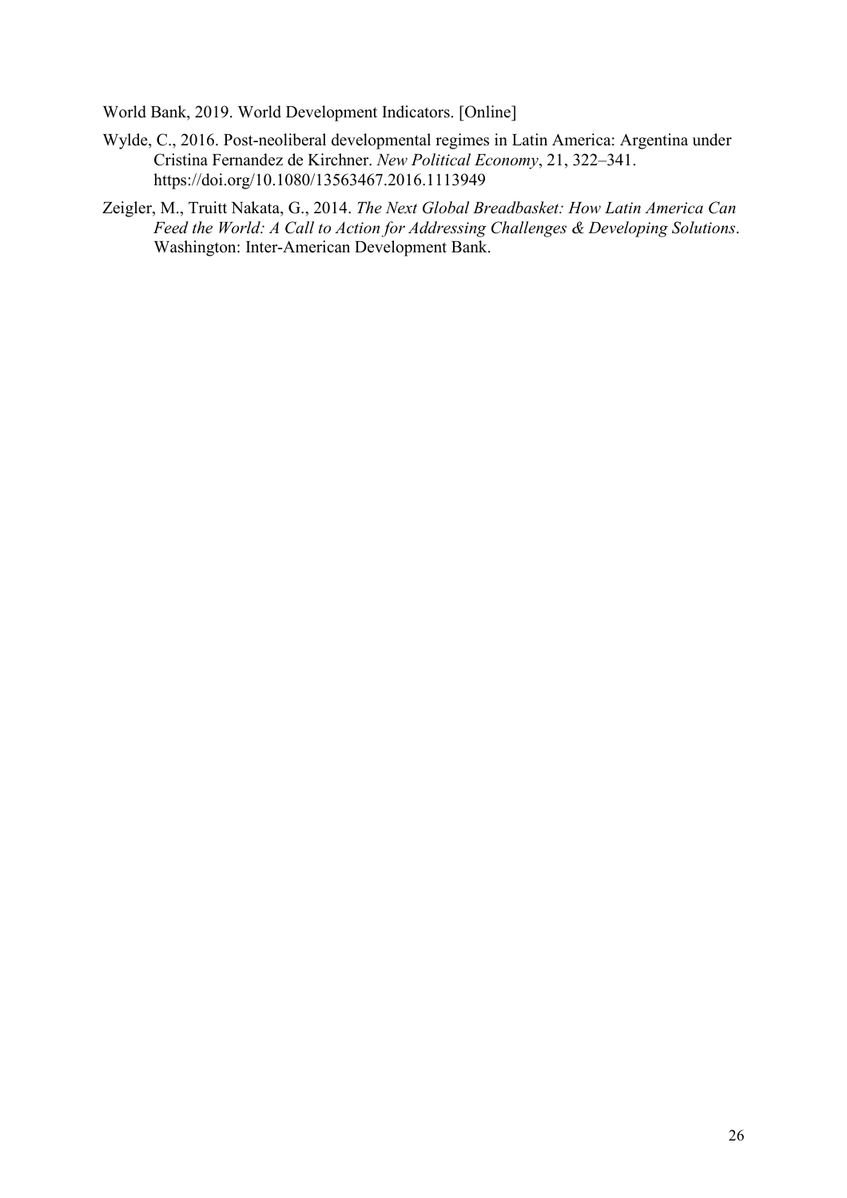World Bank, 2019. World Development Indicators. [Online]

Wylde, C., 2016. Post-neoliberal developmental regimes in Latin America: Argentina under Cristina Fernandez de Kirchner. *New Political Economy*, 21, 322–341. https://doi.org/10.1080/13563467.2016.1113949

Zeigler, M., Truitt Nakata, G., 2014. *The Next Global Breadbasket: How Latin America Can Feed the World: A Call to Action for Addressing Challenges & Developing Solutions*. Washington: Inter-American Development Bank.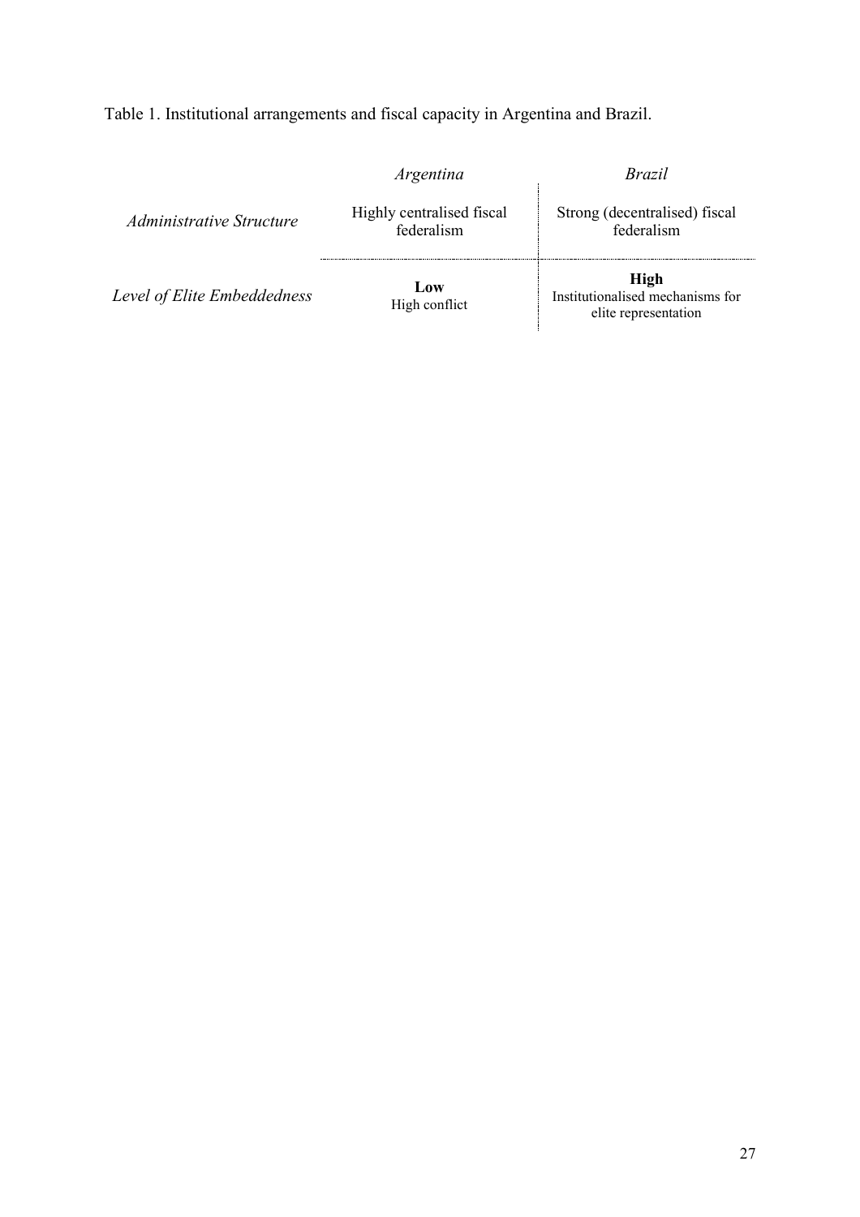Table 1. Institutional arrangements and fiscal capacity in Argentina and Brazil.

| | *Argentina* | *Brazil* |
|---|---|---|
| *Administrative Structure* | Highly centralised fiscal federalism | Strong (decentralised) fiscal federalism |
| *Level of Elite Embeddedness* | **Low** High conflict | **High** Institutionalised mechanisms for elite representation |